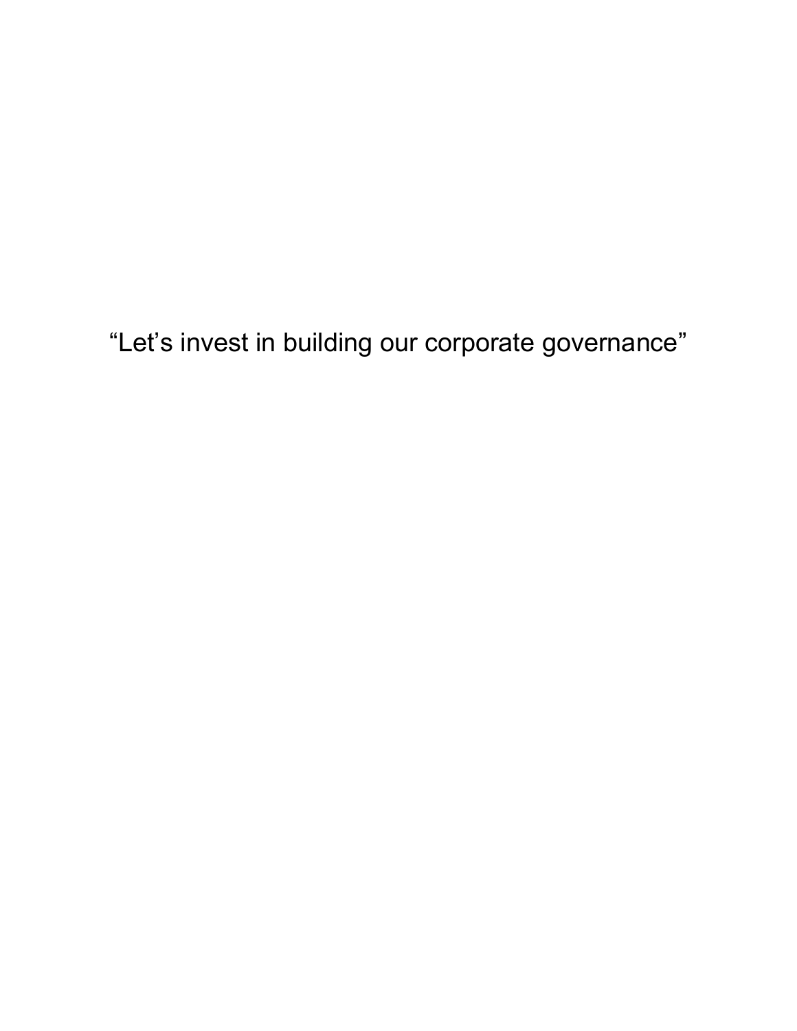"Let's invest in building our corporate governance"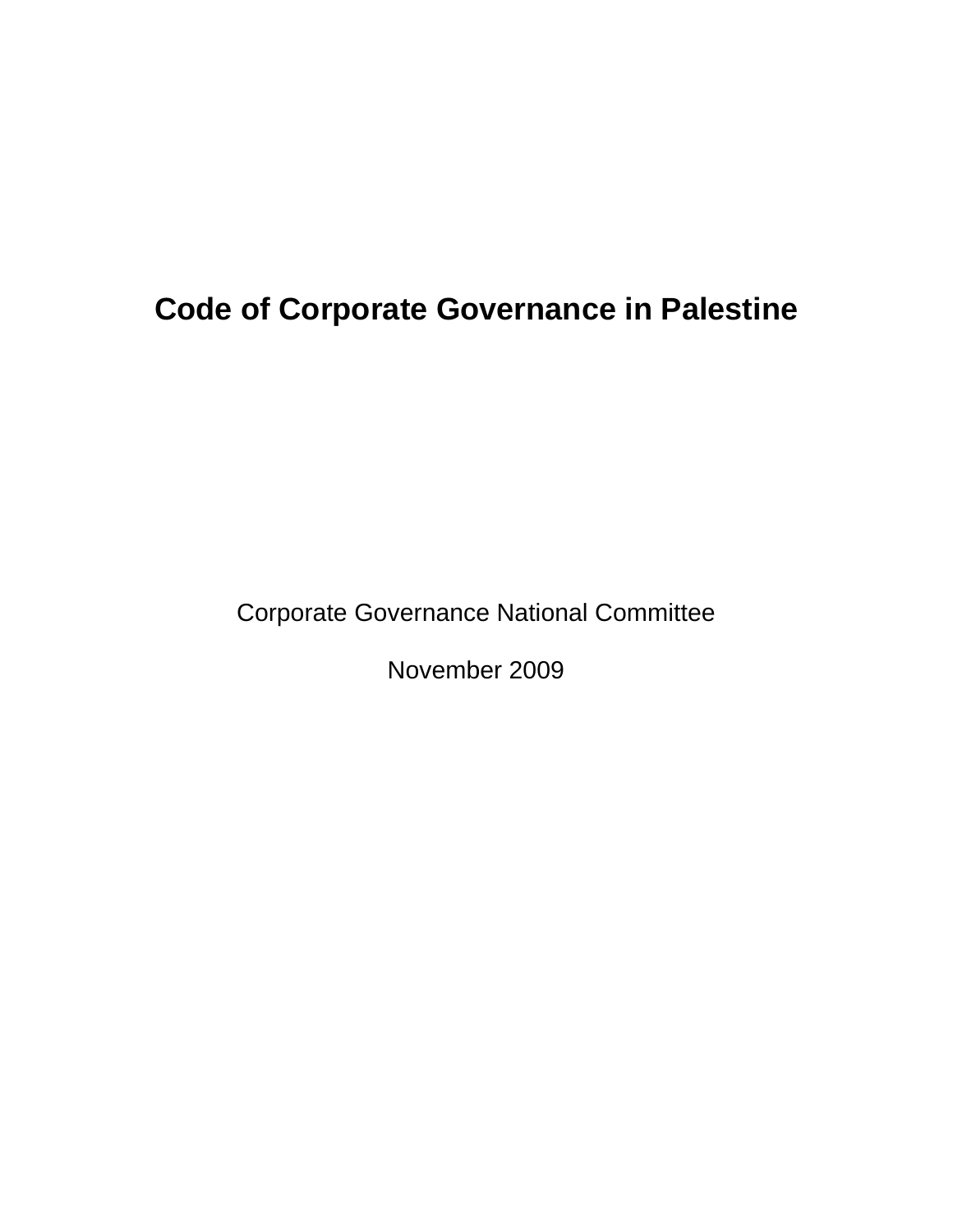# Code of Corporate Governance in Palestine

Corporate Governance National Committee

November 2009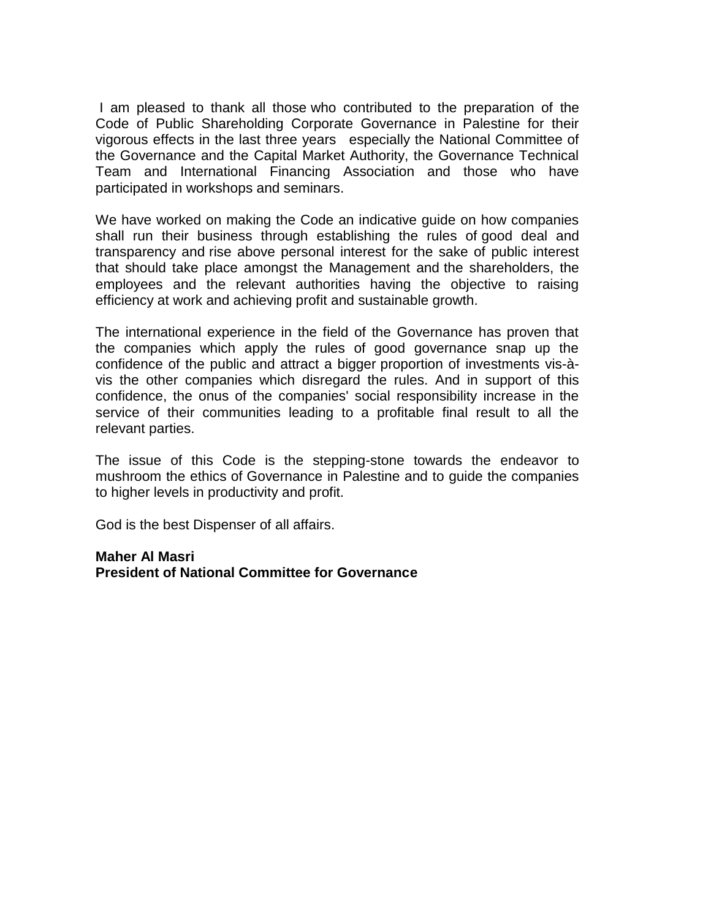I am pleased to thank all those who contributed to the preparation of the Code of Public Shareholding Corporate Governance in Palestine for their vigorous effects in the last three years especially the National Committee of the Governance and the Capital Market Authority, the Governance Technical Team and International Financing Association and those who have participated in workshops and seminars.

We have worked on making the Code an indicative guide on how companies shall run their business through establishing the rules of good deal and transparency and rise above personal interest for the sake of public interest that should take place amongst the Management and the shareholders, the employees and the relevant authorities having the objective to raising efficiency at work and achieving profit and sustainable growth.

The international experience in the field of the Governance has proven that the companies which apply the rules of good governance snap up the confidence of the public and attract a bigger proportion of investments vis-à-vis the other companies which disregard the rules. And in support of this confidence, the onus of the companies' social responsibility increase in the service of their communities leading to a profitable final result to all the relevant parties.

The issue of this Code is the stepping-stone towards the endeavor to mushroom the ethics of Governance in Palestine and to guide the companies to higher levels in productivity and profit.

God is the best Dispenser of all affairs.

**Maher Al Masri**
**President of National Committee for Governance**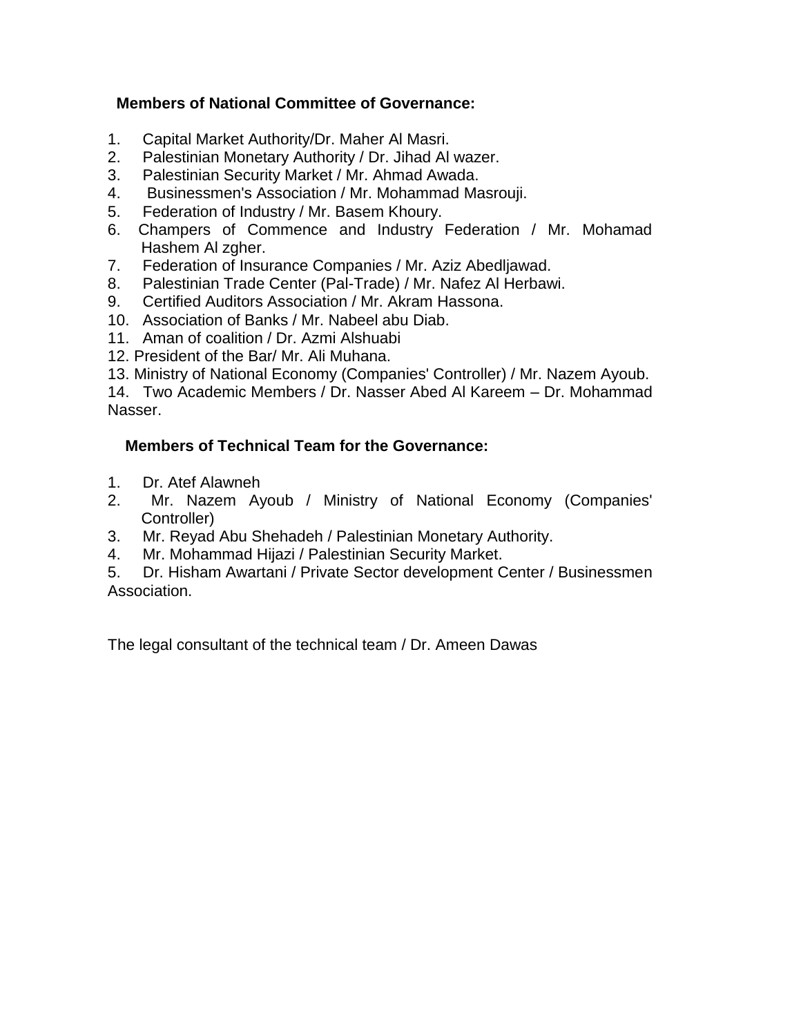**Members of National Committee of Governance:**

1. Capital Market Authority/Dr. Maher Al Masri.
2. Palestinian Monetary Authority / Dr. Jihad Al wazer.
3. Palestinian Security Market / Mr. Ahmad Awada.
4. Businessmen's Association / Mr. Mohammad Masrouji.
5. Federation of Industry / Mr. Basem Khoury.
6. Champers of Commence and Industry Federation / Mr. Mohamad Hashem Al zgher.
7. Federation of Insurance Companies / Mr. Aziz Abedljawad.
8. Palestinian Trade Center (Pal-Trade) / Mr. Nafez Al Herbawi.
9. Certified Auditors Association / Mr. Akram Hassona.
10. Association of Banks / Mr. Nabeel abu Diab.
11. Aman of coalition / Dr. Azmi Alshuabi
12. President of the Bar/ Mr. Ali Muhana.
13. Ministry of National Economy (Companies' Controller) / Mr. Nazem Ayoub.
14. Two Academic Members / Dr. Nasser Abed Al Kareem – Dr. Mohammad Nasser.

**Members of Technical Team for the Governance:**

1. Dr. Atef Alawneh
2. Mr. Nazem Ayoub / Ministry of National Economy (Companies' Controller)
3. Mr. Reyad Abu Shehadeh / Palestinian Monetary Authority.
4. Mr. Mohammad Hijazi / Palestinian Security Market.
5. Dr. Hisham Awartani / Private Sector development Center / Businessmen Association.

The legal consultant of the technical team / Dr. Ameen Dawas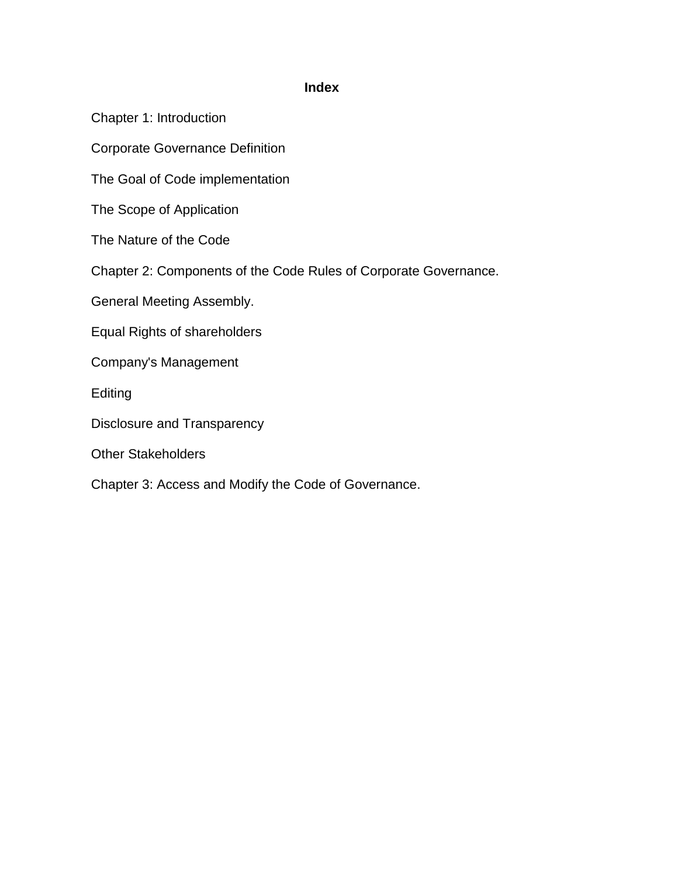**Index**

Chapter 1: Introduction

Corporate Governance Definition

The Goal of Code implementation

The Scope of Application

The Nature of the Code

Chapter 2: Components of the Code Rules of Corporate Governance.

General Meeting Assembly.

Equal Rights of shareholders

Company's Management

Editing

Disclosure and Transparency

Other Stakeholders

Chapter 3: Access and Modify the Code of Governance.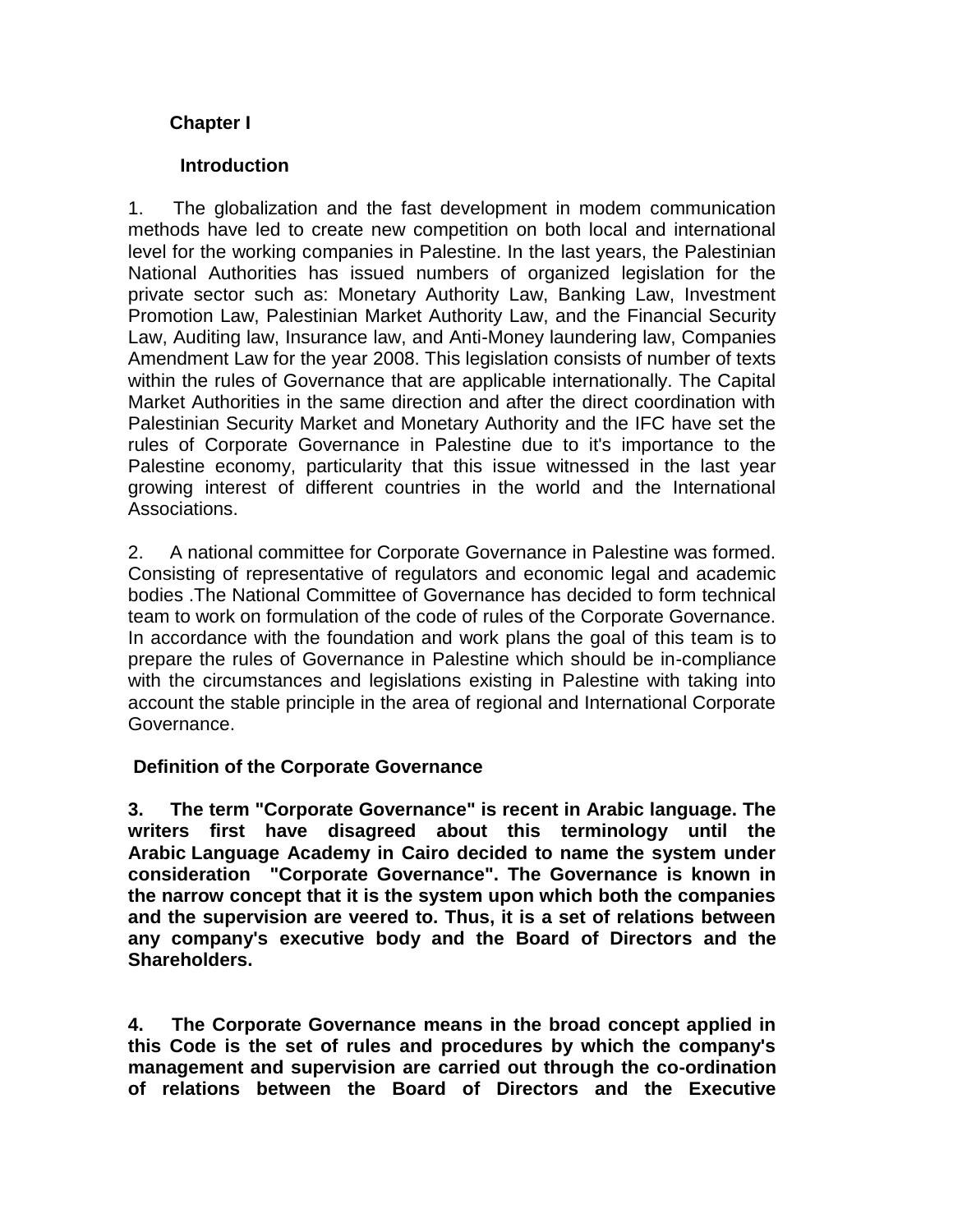## Chapter I

### Introduction

1. The globalization and the fast development in modem communication methods have led to create new competition on both local and international level for the working companies in Palestine. In the last years, the Palestinian National Authorities has issued numbers of organized legislation for the private sector such as: Monetary Authority Law, Banking Law, Investment Promotion Law, Palestinian Market Authority Law, and the Financial Security Law, Auditing law, Insurance law, and Anti-Money laundering law, Companies Amendment Law for the year 2008. This legislation consists of number of texts within the rules of Governance that are applicable internationally. The Capital Market Authorities in the same direction and after the direct coordination with Palestinian Security Market and Monetary Authority and the IFC have set the rules of Corporate Governance in Palestine due to it's importance to the Palestine economy, particularity that this issue witnessed in the last year growing interest of different countries in the world and the International Associations.

2. A national committee for Corporate Governance in Palestine was formed. Consisting of representative of regulators and economic legal and academic bodies .The National Committee of Governance has decided to form technical team to work on formulation of the code of rules of the Corporate Governance. In accordance with the foundation and work plans the goal of this team is to prepare the rules of Governance in Palestine which should be in-compliance with the circumstances and legislations existing in Palestine with taking into account the stable principle in the area of regional and International Corporate Governance.

### Definition of the Corporate Governance

**3. The term "Corporate Governance" is recent in Arabic language. The writers first have disagreed about this terminology until the Arabic Language Academy in Cairo decided to name the system under consideration "Corporate Governance". The Governance is known in the narrow concept that it is the system upon which both the companies and the supervision are veered to. Thus, it is a set of relations between any company's executive body and the Board of Directors and the Shareholders.**

**4. The Corporate Governance means in the broad concept applied in this Code is the set of rules and procedures by which the company's management and supervision are carried out through the co-ordination of relations between the Board of Directors and the Executive**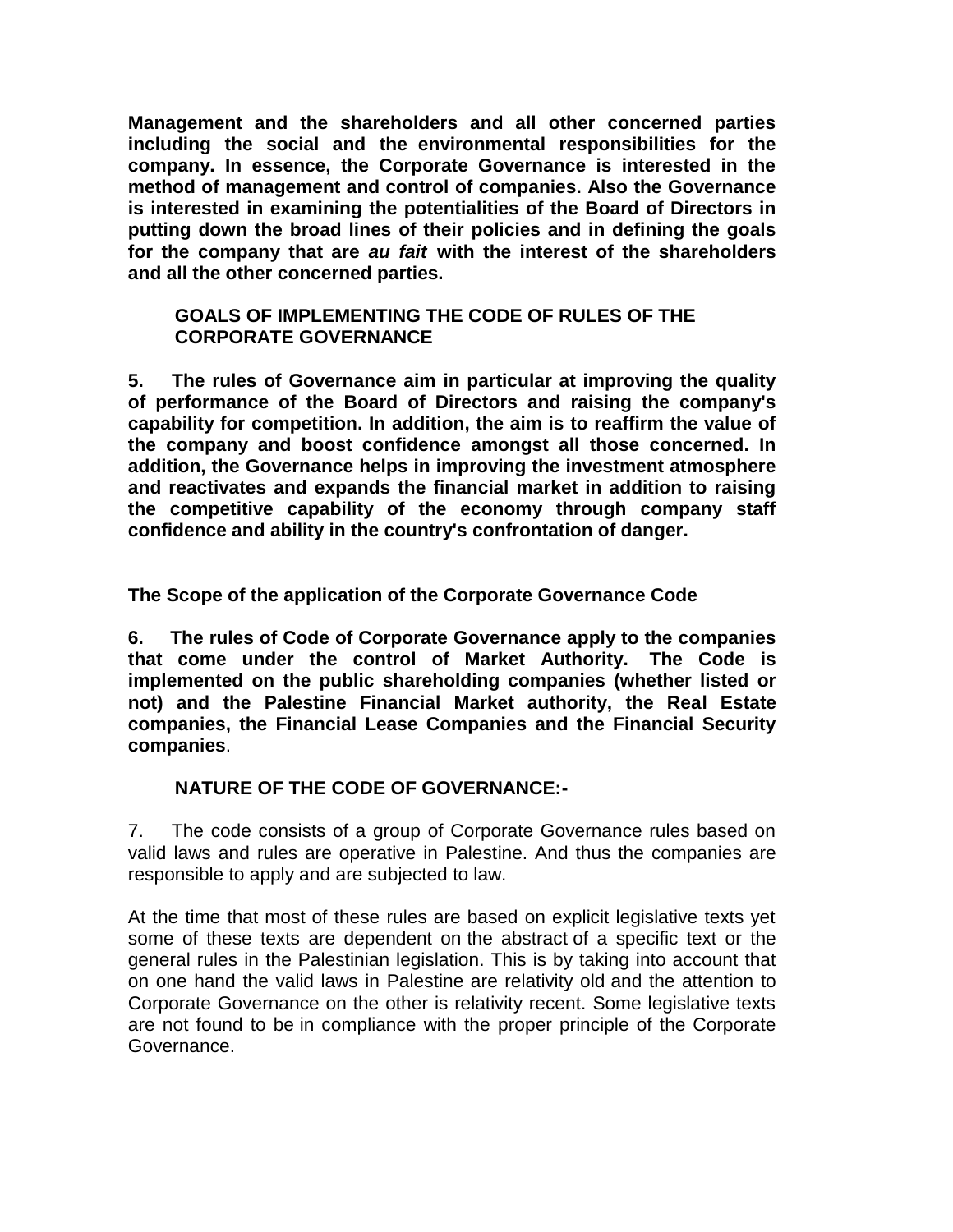**Management and the shareholders and all other concerned parties including the social and the environmental responsibilities for the company. In essence, the Corporate Governance is interested in the method of management and control of companies. Also the Governance is interested in examining the potentialities of the Board of Directors in putting down the broad lines of their policies and in defining the goals for the company that are *au fait* with the interest of the shareholders and all the other concerned parties.**

## GOALS OF IMPLEMENTING THE CODE OF RULES OF THE CORPORATE GOVERNANCE

**5. The rules of Governance aim in particular at improving the quality of performance of the Board of Directors and raising the company's capability for competition. In addition, the aim is to reaffirm the value of the company and boost confidence amongst all those concerned. In addition, the Governance helps in improving the investment atmosphere and reactivates and expands the financial market in addition to raising the competitive capability of the economy through company staff confidence and ability in the country's confrontation of danger.**

## The Scope of the application of the Corporate Governance Code

**6. The rules of Code of Corporate Governance apply to the companies that come under the control of Market Authority. The Code is implemented on the public shareholding companies (whether listed or not) and the Palestine Financial Market authority, the Real Estate companies, the Financial Lease Companies and the Financial Security companies**.

## NATURE OF THE CODE OF GOVERNANCE:-

7. The code consists of a group of Corporate Governance rules based on valid laws and rules are operative in Palestine. And thus the companies are responsible to apply and are subjected to law.

At the time that most of these rules are based on explicit legislative texts yet some of these texts are dependent on the abstract of a specific text or the general rules in the Palestinian legislation. This is by taking into account that on one hand the valid laws in Palestine are relativity old and the attention to Corporate Governance on the other is relativity recent. Some legislative texts are not found to be in compliance with the proper principle of the Corporate Governance.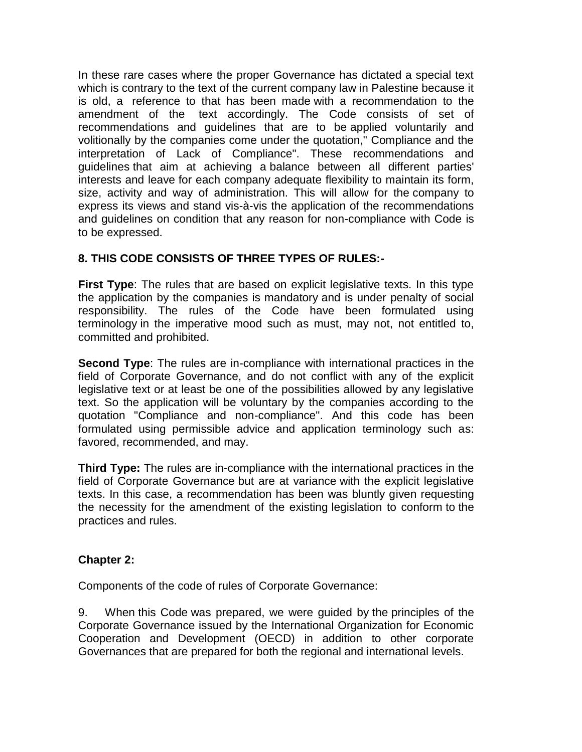In these rare cases where the proper Governance has dictated a special text which is contrary to the text of the current company law in Palestine because it is old, a reference to that has been made with a recommendation to the amendment of the text accordingly. The Code consists of set of recommendations and guidelines that are to be applied voluntarily and volitionally by the companies come under the quotation," Compliance and the interpretation of Lack of Compliance". These recommendations and guidelines that aim at achieving a balance between all different parties' interests and leave for each company adequate flexibility to maintain its form, size, activity and way of administration. This will allow for the company to express its views and stand vis-à-vis the application of the recommendations and guidelines on condition that any reason for non-compliance with Code is to be expressed.

**8. THIS CODE CONSISTS OF THREE TYPES OF RULES:-**

**First Type**: The rules that are based on explicit legislative texts. In this type the application by the companies is mandatory and is under penalty of social responsibility. The rules of the Code have been formulated using terminology in the imperative mood such as must, may not, not entitled to, committed and prohibited.

**Second Type**: The rules are in-compliance with international practices in the field of Corporate Governance, and do not conflict with any of the explicit legislative text or at least be one of the possibilities allowed by any legislative text. So the application will be voluntary by the companies according to the quotation "Compliance and non-compliance". And this code has been formulated using permissible advice and application terminology such as: favored, recommended, and may.

**Third Type:** The rules are in-compliance with the international practices in the field of Corporate Governance but are at variance with the explicit legislative texts. In this case, a recommendation has been was bluntly given requesting the necessity for the amendment of the existing legislation to conform to the practices and rules.

## Chapter 2:

Components of the code of rules of Corporate Governance:

9. When this Code was prepared, we were guided by the principles of the Corporate Governance issued by the International Organization for Economic Cooperation and Development (OECD) in addition to other corporate Governances that are prepared for both the regional and international levels.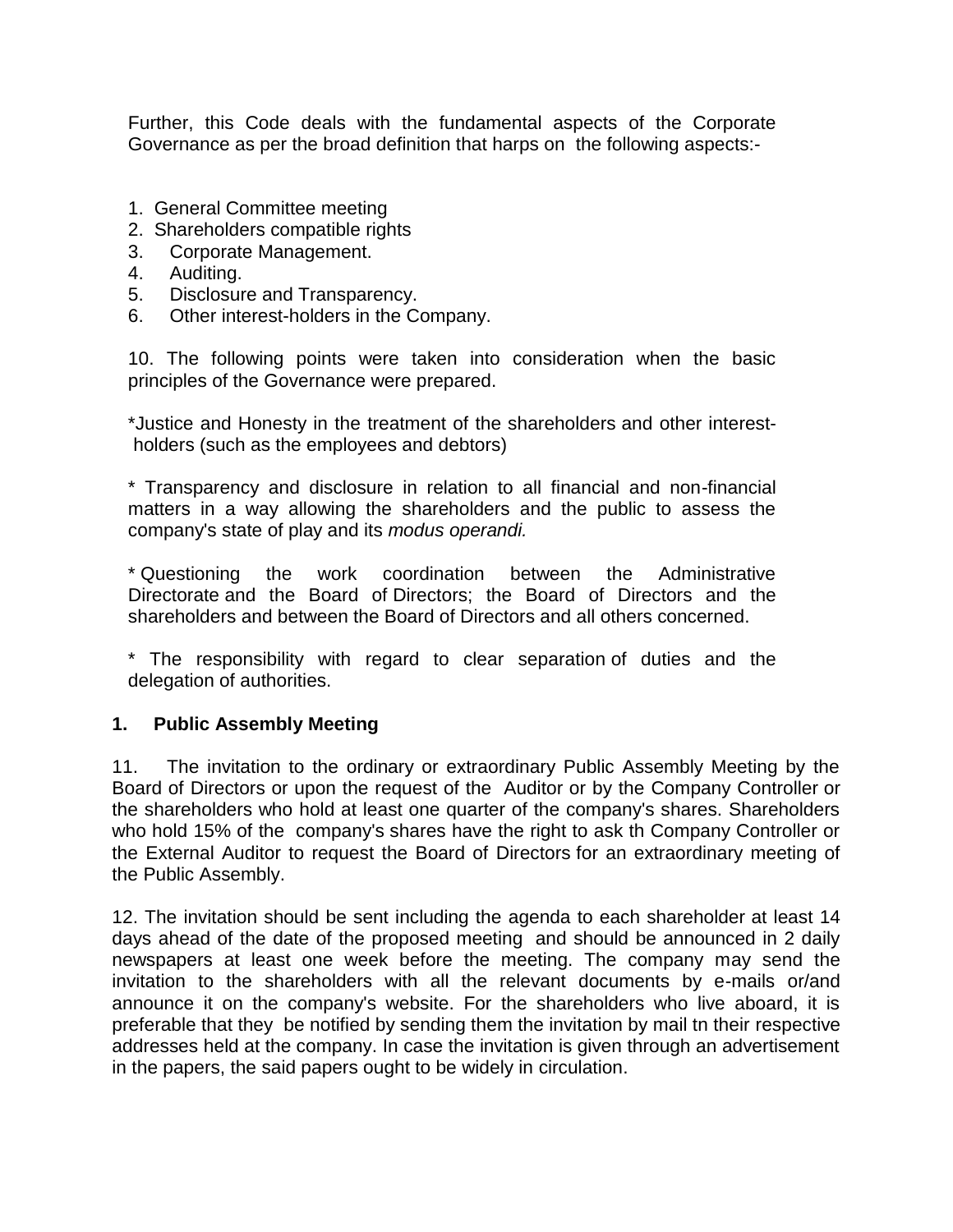Further, this Code deals with the fundamental aspects of the Corporate Governance as per the broad definition that harps on the following aspects:-

1. General Committee meeting
2. Shareholders compatible rights
3. Corporate Management.
4. Auditing.
5. Disclosure and Transparency.
6. Other interest-holders in the Company.

10. The following points were taken into consideration when the basic principles of the Governance were prepared.

*Justice and Honesty in the treatment of the shareholders and other interest-holders (such as the employees and debtors)

* Transparency and disclosure in relation to all financial and non-financial matters in a way allowing the shareholders and the public to assess the company's state of play and its *modus operandi.*

* Questioning the work coordination between the Administrative Directorate and the Board of Directors; the Board of Directors and the shareholders and between the Board of Directors and all others concerned.

* The responsibility with regard to clear separation of duties and the delegation of authorities.

### 1. Public Assembly Meeting

11. The invitation to the ordinary or extraordinary Public Assembly Meeting by the Board of Directors or upon the request of the Auditor or by the Company Controller or the shareholders who hold at least one quarter of the company's shares. Shareholders who hold 15% of the company's shares have the right to ask th Company Controller or the External Auditor to request the Board of Directors for an extraordinary meeting of the Public Assembly.

12. The invitation should be sent including the agenda to each shareholder at least 14 days ahead of the date of the proposed meeting and should be announced in 2 daily newspapers at least one week before the meeting. The company may send the invitation to the shareholders with all the relevant documents by e-mails or/and announce it on the company's website. For the shareholders who live aboard, it is preferable that they be notified by sending them the invitation by mail tn their respective addresses held at the company. In case the invitation is given through an advertisement in the papers, the said papers ought to be widely in circulation.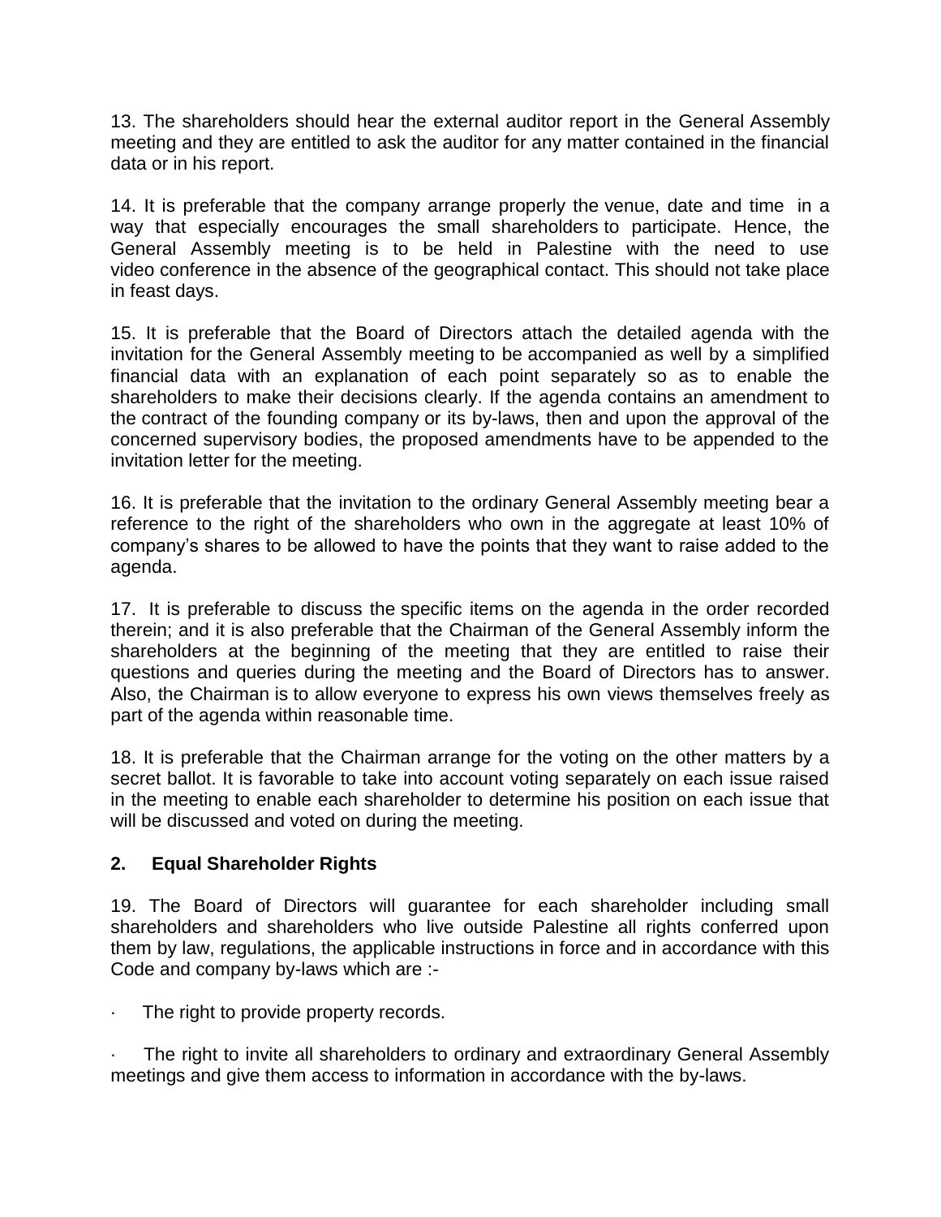13. The shareholders should hear the external auditor report in the General Assembly meeting and they are entitled to ask the auditor for any matter contained in the financial data or in his report.

14. It is preferable that the company arrange properly the venue, date and time in a way that especially encourages the small shareholders to participate. Hence, the General Assembly meeting is to be held in Palestine with the need to use video conference in the absence of the geographical contact. This should not take place in feast days.

15. It is preferable that the Board of Directors attach the detailed agenda with the invitation for the General Assembly meeting to be accompanied as well by a simplified financial data with an explanation of each point separately so as to enable the shareholders to make their decisions clearly. If the agenda contains an amendment to the contract of the founding company or its by-laws, then and upon the approval of the concerned supervisory bodies, the proposed amendments have to be appended to the invitation letter for the meeting.

16. It is preferable that the invitation to the ordinary General Assembly meeting bear a reference to the right of the shareholders who own in the aggregate at least 10% of company's shares to be allowed to have the points that they want to raise added to the agenda.

17. It is preferable to discuss the specific items on the agenda in the order recorded therein; and it is also preferable that the Chairman of the General Assembly inform the shareholders at the beginning of the meeting that they are entitled to raise their questions and queries during the meeting and the Board of Directors has to answer. Also, the Chairman is to allow everyone to express his own views themselves freely as part of the agenda within reasonable time.

18. It is preferable that the Chairman arrange for the voting on the other matters by a secret ballot. It is favorable to take into account voting separately on each issue raised in the meeting to enable each shareholder to determine his position on each issue that will be discussed and voted on during the meeting.

## 2. Equal Shareholder Rights

19. The Board of Directors will guarantee for each shareholder including small shareholders and shareholders who live outside Palestine all rights conferred upon them by law, regulations, the applicable instructions in force and in accordance with this Code and company by-laws which are :-

- The right to provide property records.
- The right to invite all shareholders to ordinary and extraordinary General Assembly meetings and give them access to information in accordance with the by-laws.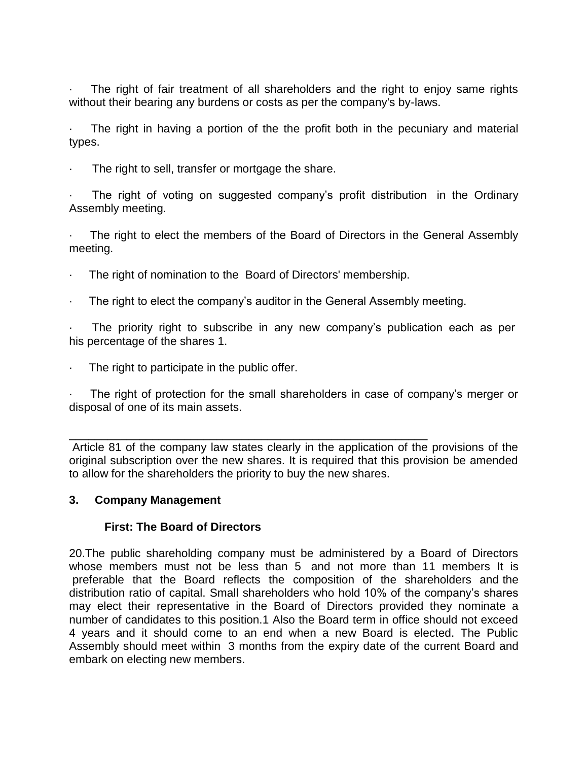- The right of fair treatment of all shareholders and the right to enjoy same rights without their bearing any burdens or costs as per the company's by-laws.

- The right in having a portion of the the profit both in the pecuniary and material types.

- The right to sell, transfer or mortgage the share.

- The right of voting on suggested company's profit distribution in the Ordinary Assembly meeting.

- The right to elect the members of the Board of Directors in the General Assembly meeting.

- The right of nomination to the Board of Directors' membership.

- The right to elect the company's auditor in the General Assembly meeting.

- The priority right to subscribe in any new company's publication each as per his percentage of the shares [1].

- The right to participate in the public offer.

- The right of protection for the small shareholders in case of company's merger or disposal of one of its main assets.

---

Article 81 of the company law states clearly in the application of the provisions of the original subscription over the new shares. It is required that this provision be amended to allow for the shareholders the priority to buy the new shares.

### 3. Company Management

#### First: The Board of Directors

20.The public shareholding company must be administered by a Board of Directors whose members must not be less than 5 and not more than 11 members It is preferable that the Board reflects the composition of the shareholders and the distribution ratio of capital. Small shareholders who hold 10% of the company's shares may elect their representative in the Board of Directors provided they nominate a number of candidates to this position.[1] Also the Board term in office should not exceed 4 years and it should come to an end when a new Board is elected. The Public Assembly should meet within 3 months from the expiry date of the current Board and embark on electing new members.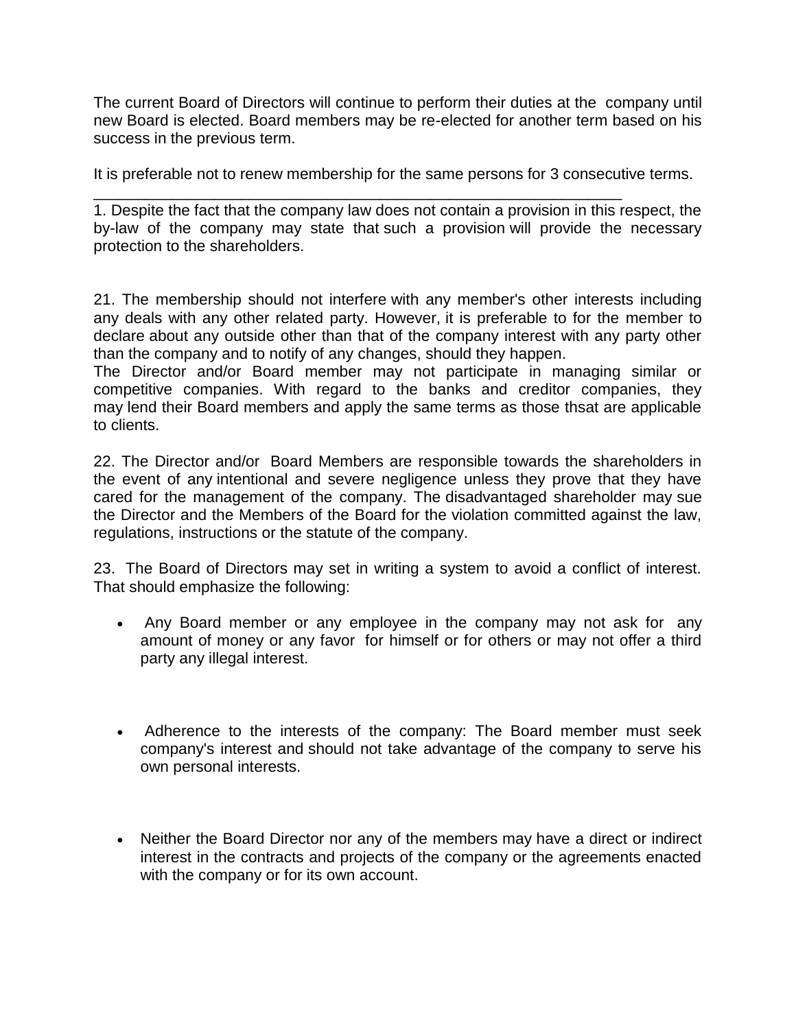The current Board of Directors will continue to perform their duties at the company until new Board is elected. Board members may be re-elected for another term based on his success in the previous term.

It is preferable not to renew membership for the same persons for 3 consecutive terms.

---

1. Despite the fact that the company law does not contain a provision in this respect, the by-law of the company may state that such a provision will provide the necessary protection to the shareholders.

21. The membership should not interfere with any member's other interests including any deals with any other related party. However, it is preferable to for the member to declare about any outside other than that of the company interest with any party other than the company and to notify of any changes, should they happen.

The Director and/or Board member may not participate in managing similar or competitive companies. With regard to the banks and creditor companies, they may lend their Board members and apply the same terms as those thsat are applicable to clients.

22. The Director and/or Board Members are responsible towards the shareholders in the event of any intentional and severe negligence unless they prove that they have cared for the management of the company. The disadvantaged shareholder may sue the Director and the Members of the Board for the violation committed against the law, regulations, instructions or the statute of the company.

23. The Board of Directors may set in writing a system to avoid a conflict of interest. That should emphasize the following:

- Any Board member or any employee in the company may not ask for any amount of money or any favor for himself or for others or may not offer a third party any illegal interest.

- Adherence to the interests of the company: The Board member must seek company's interest and should not take advantage of the company to serve his own personal interests.

- Neither the Board Director nor any of the members may have a direct or indirect interest in the contracts and projects of the company or the agreements enacted with the company or for its own account.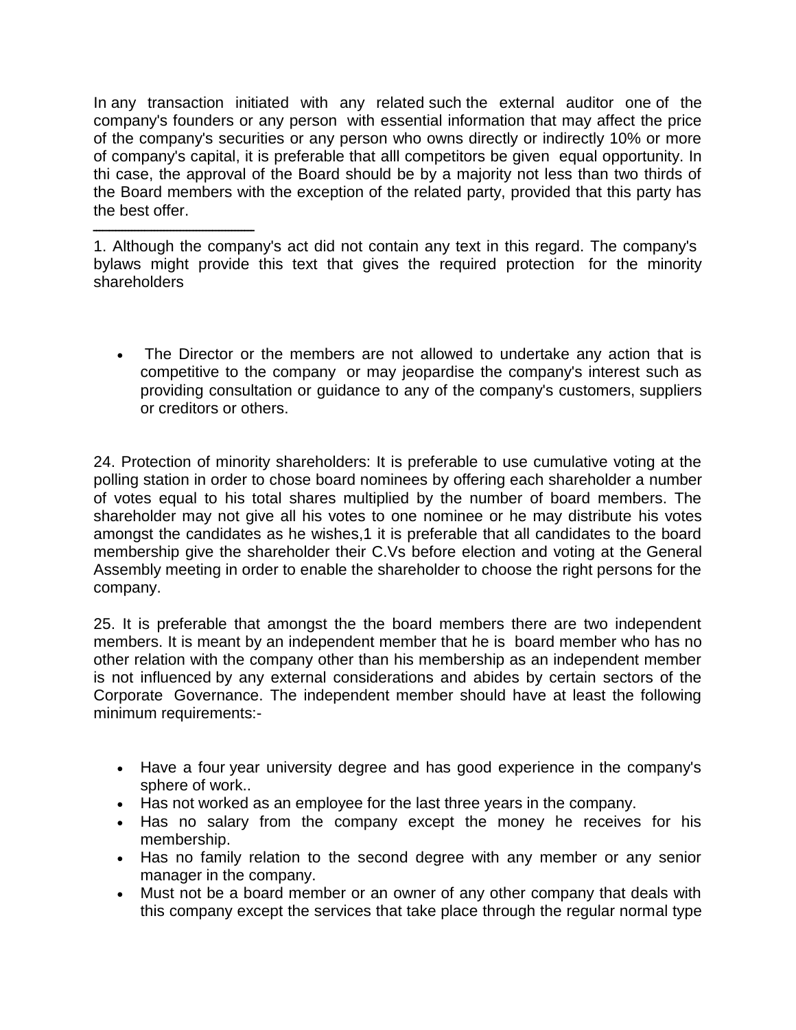In any transaction initiated with any related such the external auditor one of the company's founders or any person with essential information that may affect the price of the company's securities or any person who owns directly or indirectly 10% or more of company's capital, it is preferable that alll competitors be given equal opportunity. In thi case, the approval of the Board should be by a majority not less than two thirds of the Board members with the exception of the related party, provided that this party has the best offer.

---

1. Although the company's act did not contain any text in this regard. The company's bylaws might provide this text that gives the required protection for the minority shareholders

- The Director or the members are not allowed to undertake any action that is competitive to the company or may jeopardise the company's interest such as providing consultation or guidance to any of the company's customers, suppliers or creditors or others.

24. Protection of minority shareholders: It is preferable to use cumulative voting at the polling station in order to chose board nominees by offering each shareholder a number of votes equal to his total shares multiplied by the number of board members. The shareholder may not give all his votes to one nominee or he may distribute his votes amongst the candidates as he wishes,1 it is preferable that all candidates to the board membership give the shareholder their C.Vs before election and voting at the General Assembly meeting in order to enable the shareholder to choose the right persons for the company.

25. It is preferable that amongst the the board members there are two independent members. It is meant by an independent member that he is board member who has no other relation with the company other than his membership as an independent member is not influenced by any external considerations and abides by certain sectors of the Corporate Governance. The independent member should have at least the following minimum requirements:-

- Have a four year university degree and has good experience in the company's sphere of work..
- Has not worked as an employee for the last three years in the company.
- Has no salary from the company except the money he receives for his membership.
- Has no family relation to the second degree with any member or any senior manager in the company.
- Must not be a board member or an owner of any other company that deals with this company except the services that take place through the regular normal type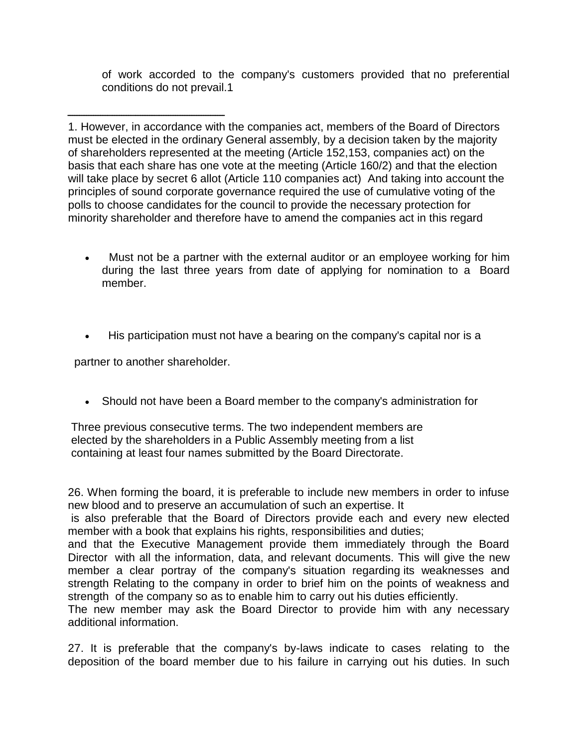of work accorded to the company's customers provided that no preferential conditions do not prevail.[1]

---

1. However, in accordance with the companies act, members of the Board of Directors must be elected in the ordinary General assembly, by a decision taken by the majority of shareholders represented at the meeting (Article 152,153, companies act) on the basis that each share has one vote at the meeting (Article 160/2) and that the election will take place by secret 6 allot (Article 110 companies act) And taking into account the principles of sound corporate governance required the use of cumulative voting of the polls to choose candidates for the council to provide the necessary protection for minority shareholder and therefore have to amend the companies act in this regard

- Must not be a partner with the external auditor or an employee working for him during the last three years from date of applying for nomination to a Board member.

- His participation must not have a bearing on the company's capital nor is a

partner to another shareholder.

- Should not have been a Board member to the company's administration for

Three previous consecutive terms. The two independent members are elected by the shareholders in a Public Assembly meeting from a list containing at least four names submitted by the Board Directorate.

26. When forming the board, it is preferable to include new members in order to infuse new blood and to preserve an accumulation of such an expertise. It is also preferable that the Board of Directors provide each and every new elected member with a book that explains his rights, responsibilities and duties; and that the Executive Management provide them immediately through the Board Director with all the information, data, and relevant documents. This will give the new member a clear portray of the company's situation regarding its weaknesses and strength Relating to the company in order to brief him on the points of weakness and strength of the company so as to enable him to carry out his duties efficiently.
The new member may ask the Board Director to provide him with any necessary additional information.

27. It is preferable that the company's by-laws indicate to cases relating to the deposition of the board member due to his failure in carrying out his duties. In such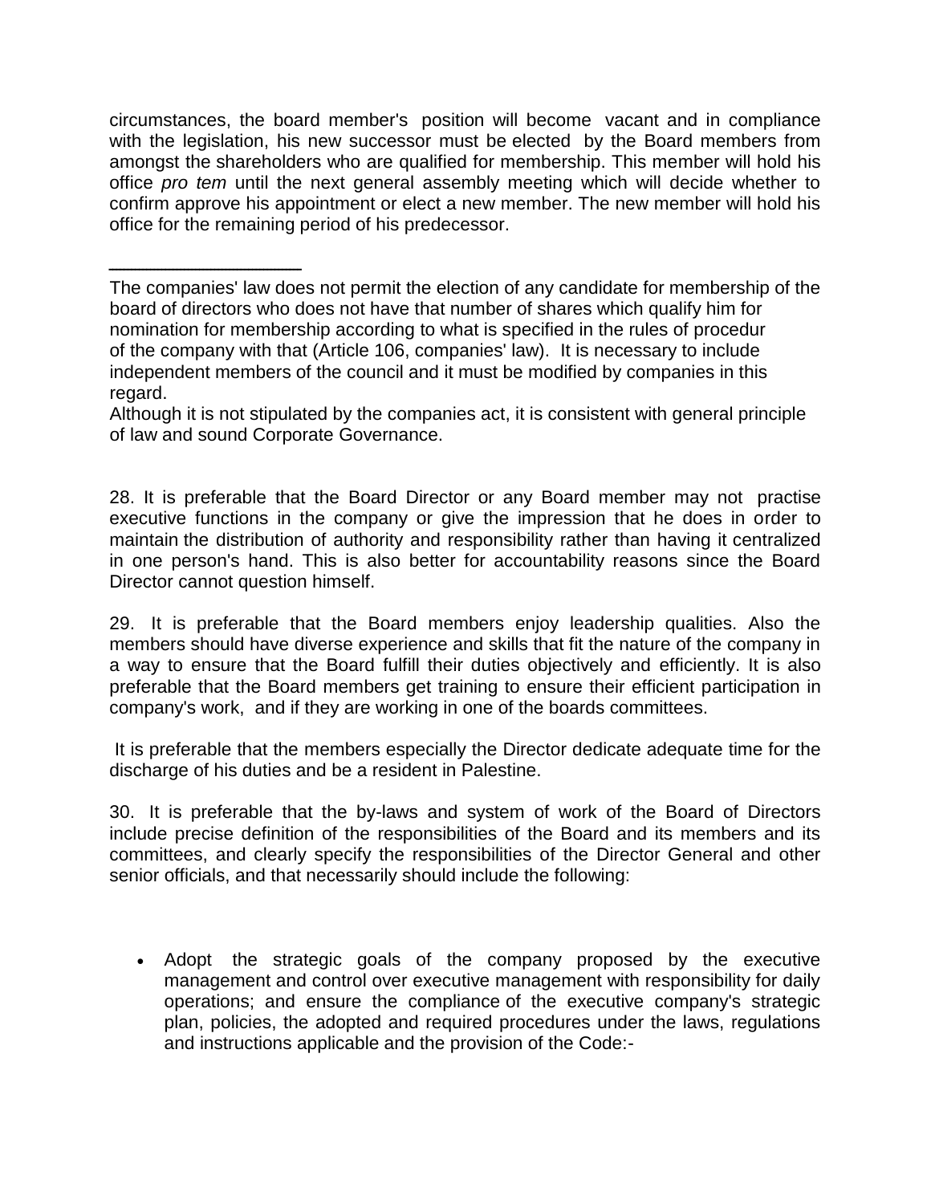circumstances, the board member's position will become vacant and in compliance with the legislation, his new successor must be elected by the Board members from amongst the shareholders who are qualified for membership. This member will hold his office *pro tem* until the next general assembly meeting which will decide whether to confirm approve his appointment or elect a new member. The new member will hold his office for the remaining period of his predecessor.

---

The companies' law does not permit the election of any candidate for membership of the board of directors who does not have that number of shares which qualify him for nomination for membership according to what is specified in the rules of procedur of the company with that (Article 106, companies' law). It is necessary to include independent members of the council and it must be modified by companies in this regard.

Although it is not stipulated by the companies act, it is consistent with general principle of law and sound Corporate Governance.

28. It is preferable that the Board Director or any Board member may not practise executive functions in the company or give the impression that he does in order to maintain the distribution of authority and responsibility rather than having it centralized in one person's hand. This is also better for accountability reasons since the Board Director cannot question himself.

29. It is preferable that the Board members enjoy leadership qualities. Also the members should have diverse experience and skills that fit the nature of the company in a way to ensure that the Board fulfill their duties objectively and efficiently. It is also preferable that the Board members get training to ensure their efficient participation in company's work, and if they are working in one of the boards committees.

It is preferable that the members especially the Director dedicate adequate time for the discharge of his duties and be a resident in Palestine.

30. It is preferable that the by-laws and system of work of the Board of Directors include precise definition of the responsibilities of the Board and its members and its committees, and clearly specify the responsibilities of the Director General and other senior officials, and that necessarily should include the following:

- Adopt the strategic goals of the company proposed by the executive management and control over executive management with responsibility for daily operations; and ensure the compliance of the executive company's strategic plan, policies, the adopted and required procedures under the laws, regulations and instructions applicable and the provision of the Code:-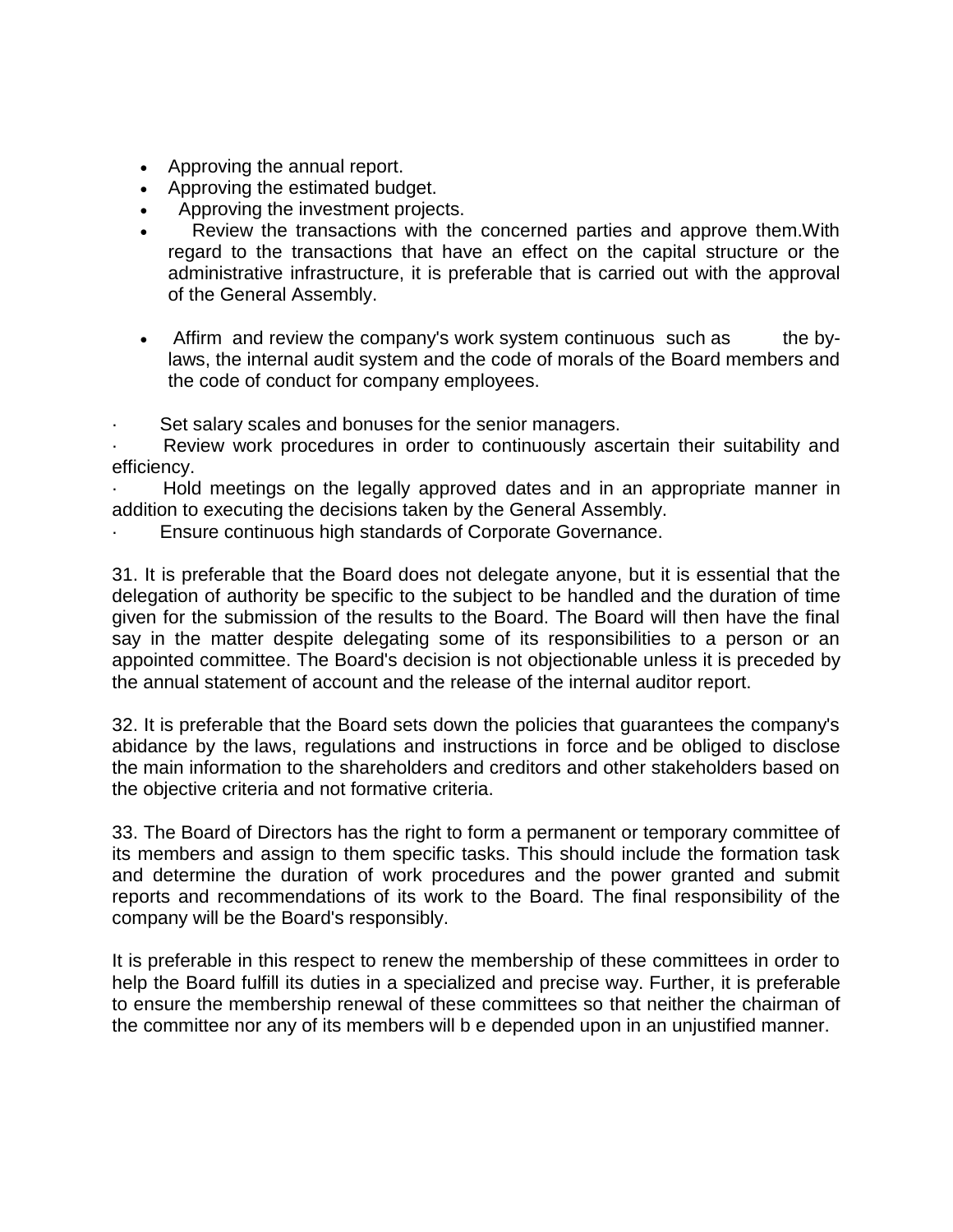- Approving the annual report.
- Approving the estimated budget.
- Approving the investment projects.
- Review the transactions with the concerned parties and approve them.With regard to the transactions that have an effect on the capital structure or the administrative infrastructure, it is preferable that is carried out with the approval of the General Assembly.

- Affirm and review the company's work system continuous such as the by-laws, the internal audit system and the code of morals of the Board members and the code of conduct for company employees.

· Set salary scales and bonuses for the senior managers.
· Review work procedures in order to continuously ascertain their suitability and efficiency.
· Hold meetings on the legally approved dates and in an appropriate manner in addition to executing the decisions taken by the General Assembly.
· Ensure continuous high standards of Corporate Governance.

31. It is preferable that the Board does not delegate anyone, but it is essential that the delegation of authority be specific to the subject to be handled and the duration of time given for the submission of the results to the Board. The Board will then have the final say in the matter despite delegating some of its responsibilities to a person or an appointed committee. The Board's decision is not objectionable unless it is preceded by the annual statement of account and the release of the internal auditor report.

32. It is preferable that the Board sets down the policies that guarantees the company's abidance by the laws, regulations and instructions in force and be obliged to disclose the main information to the shareholders and creditors and other stakeholders based on the objective criteria and not formative criteria.

33. The Board of Directors has the right to form a permanent or temporary committee of its members and assign to them specific tasks. This should include the formation task and determine the duration of work procedures and the power granted and submit reports and recommendations of its work to the Board. The final responsibility of the company will be the Board's responsibly.

It is preferable in this respect to renew the membership of these committees in order to help the Board fulfill its duties in a specialized and precise way. Further, it is preferable to ensure the membership renewal of these committees so that neither the chairman of the committee nor any of its members will b e depended upon in an unjustified manner.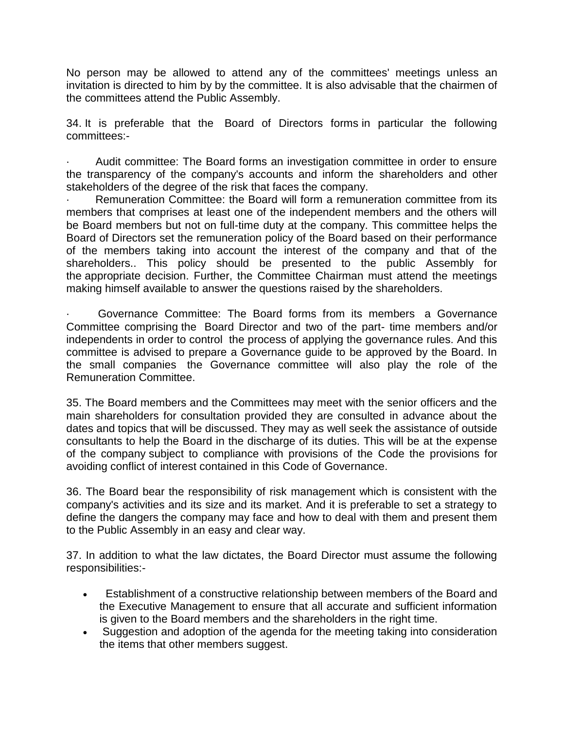No person may be allowed to attend any of the committees' meetings unless an invitation is directed to him by by the committee. It is also advisable that the chairmen of the committees attend the Public Assembly.

34. It is preferable that the Board of Directors forms in particular the following committees:-

· Audit committee: The Board forms an investigation committee in order to ensure the transparency of the company's accounts and inform the shareholders and other stakeholders of the degree of the risk that faces the company.

· Remuneration Committee: the Board will form a remuneration committee from its members that comprises at least one of the independent members and the others will be Board members but not on full-time duty at the company. This committee helps the Board of Directors set the remuneration policy of the Board based on their performance of the members taking into account the interest of the company and that of the shareholders.. This policy should be presented to the public Assembly for the appropriate decision. Further, the Committee Chairman must attend the meetings making himself available to answer the questions raised by the shareholders.

· Governance Committee: The Board forms from its members a Governance Committee comprising the Board Director and two of the part- time members and/or independents in order to control the process of applying the governance rules. And this committee is advised to prepare a Governance guide to be approved by the Board. In the small companies the Governance committee will also play the role of the Remuneration Committee.

35. The Board members and the Committees may meet with the senior officers and the main shareholders for consultation provided they are consulted in advance about the dates and topics that will be discussed. They may as well seek the assistance of outside consultants to help the Board in the discharge of its duties. This will be at the expense of the company subject to compliance with provisions of the Code the provisions for avoiding conflict of interest contained in this Code of Governance.

36. The Board bear the responsibility of risk management which is consistent with the company's activities and its size and its market. And it is preferable to set a strategy to define the dangers the company may face and how to deal with them and present them to the Public Assembly in an easy and clear way.

37. In addition to what the law dictates, the Board Director must assume the following responsibilities:-

- Establishment of a constructive relationship between members of the Board and the Executive Management to ensure that all accurate and sufficient information is given to the Board members and the shareholders in the right time.
- Suggestion and adoption of the agenda for the meeting taking into consideration the items that other members suggest.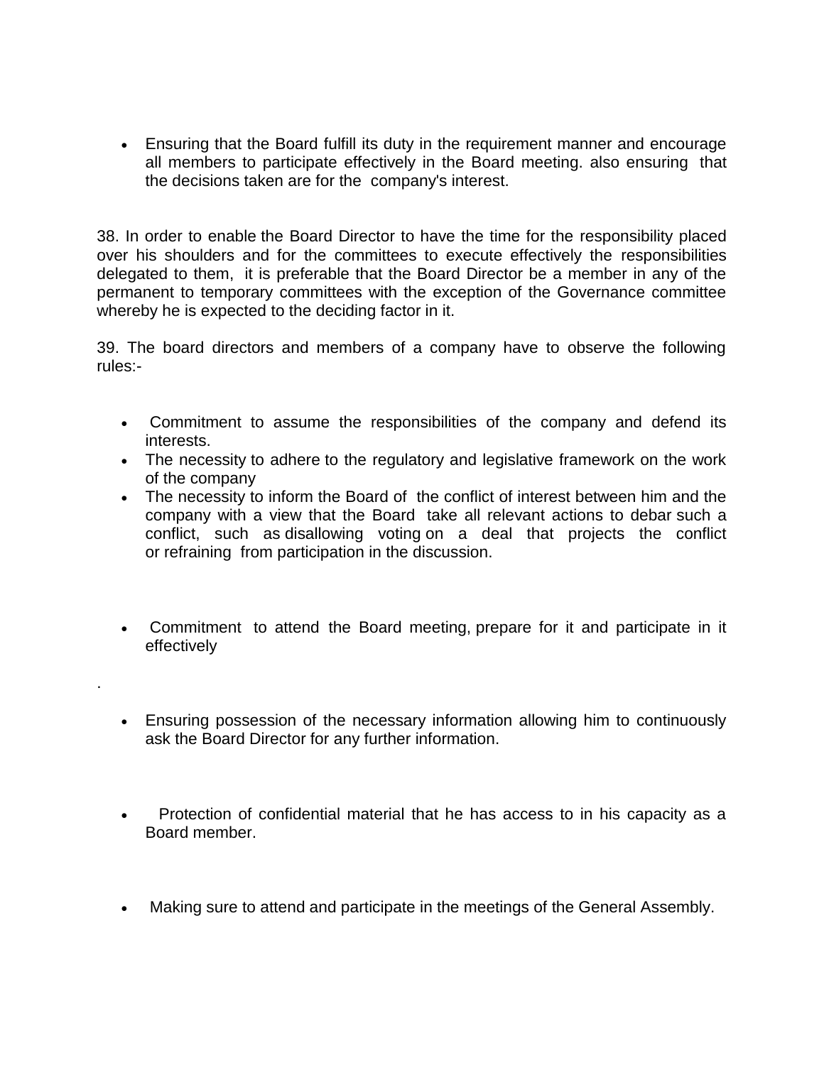- Ensuring that the Board fulfill its duty in the requirement manner and encourage all members to participate effectively in the Board meeting. also ensuring that the decisions taken are for the company's interest.

38. In order to enable the Board Director to have the time for the responsibility placed over his shoulders and for the committees to execute effectively the responsibilities delegated to them, it is preferable that the Board Director be a member in any of the permanent to temporary committees with the exception of the Governance committee whereby he is expected to the deciding factor in it.

39. The board directors and members of a company have to observe the following rules:-

- Commitment to assume the responsibilities of the company and defend its interests.
- The necessity to adhere to the regulatory and legislative framework on the work of the company
- The necessity to inform the Board of the conflict of interest between him and the company with a view that the Board take all relevant actions to debar such a conflict, such as disallowing voting on a deal that projects the conflict or refraining from participation in the discussion.

- Commitment to attend the Board meeting, prepare for it and participate in it effectively

.

- Ensuring possession of the necessary information allowing him to continuously ask the Board Director for any further information.

- Protection of confidential material that he has access to in his capacity as a Board member.

- Making sure to attend and participate in the meetings of the General Assembly.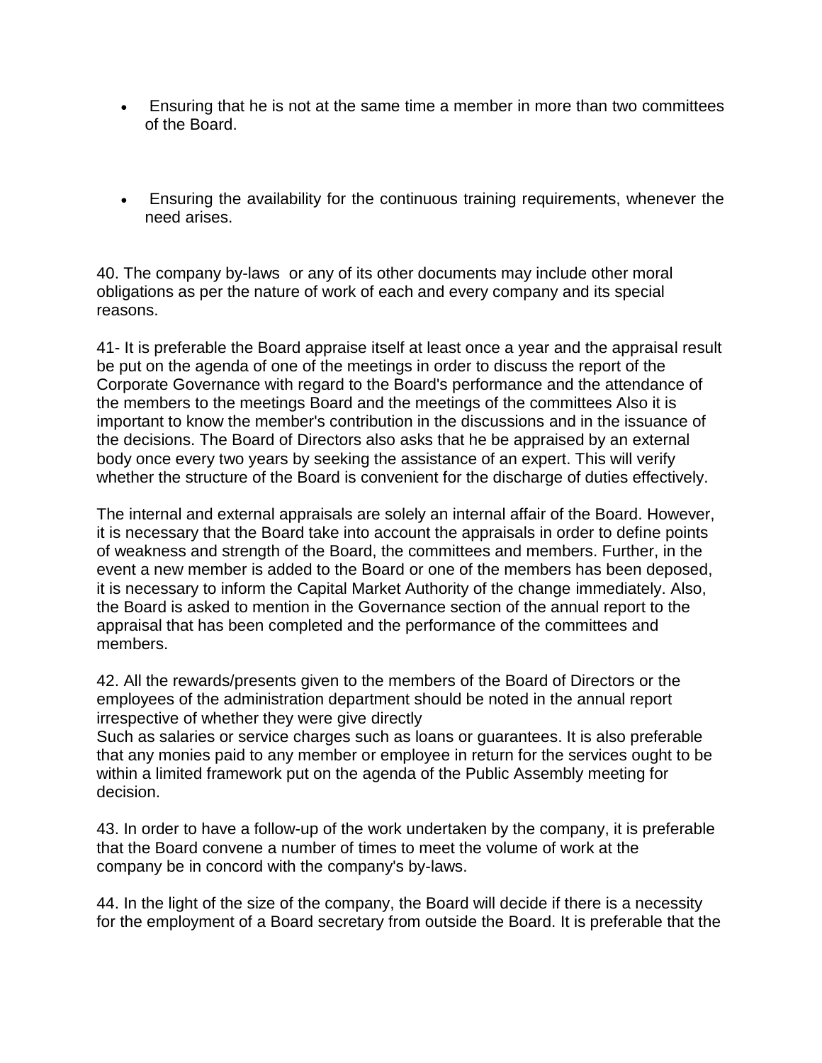- Ensuring that he is not at the same time a member in more than two committees of the Board.

- Ensuring the availability for the continuous training requirements, whenever the need arises.

40. The company by-laws or any of its other documents may include other moral obligations as per the nature of work of each and every company and its special reasons.

41- It is preferable the Board appraise itself at least once a year and the appraisal result be put on the agenda of one of the meetings in order to discuss the report of the Corporate Governance with regard to the Board's performance and the attendance of the members to the meetings Board and the meetings of the committees Also it is important to know the member's contribution in the discussions and in the issuance of the decisions. The Board of Directors also asks that he be appraised by an external body once every two years by seeking the assistance of an expert. This will verify whether the structure of the Board is convenient for the discharge of duties effectively.

The internal and external appraisals are solely an internal affair of the Board. However, it is necessary that the Board take into account the appraisals in order to define points of weakness and strength of the Board, the committees and members. Further, in the event a new member is added to the Board or one of the members has been deposed, it is necessary to inform the Capital Market Authority of the change immediately. Also, the Board is asked to mention in the Governance section of the annual report to the appraisal that has been completed and the performance of the committees and members.

42. All the rewards/presents given to the members of the Board of Directors or the employees of the administration department should be noted in the annual report irrespective of whether they were give directly
Such as salaries or service charges such as loans or guarantees. It is also preferable that any monies paid to any member or employee in return for the services ought to be within a limited framework put on the agenda of the Public Assembly meeting for decision.

43. In order to have a follow-up of the work undertaken by the company, it is preferable that the Board convene a number of times to meet the volume of work at the company be in concord with the company's by-laws.

44. In the light of the size of the company, the Board will decide if there is a necessity for the employment of a Board secretary from outside the Board. It is preferable that the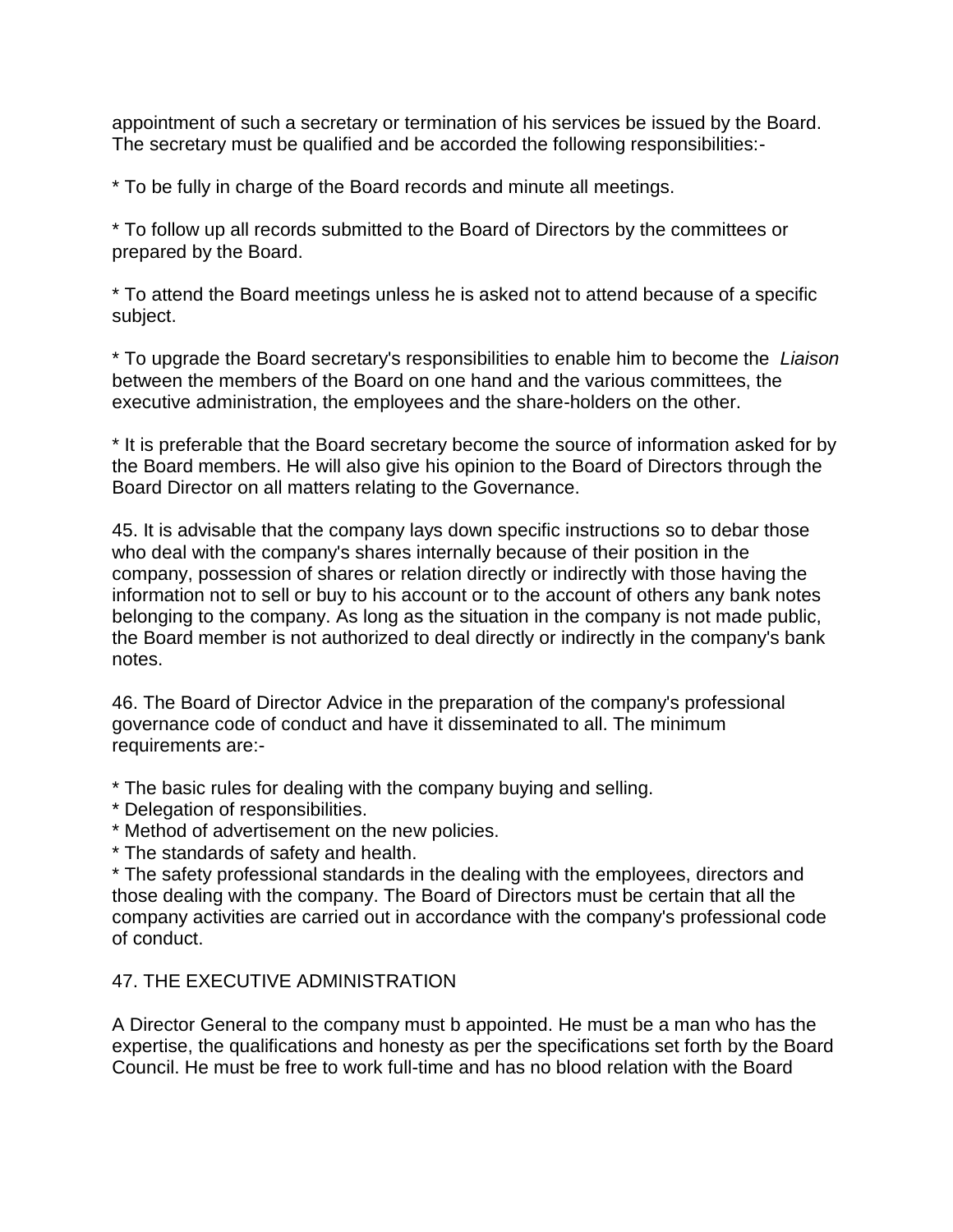appointment of such a secretary or termination of his services be issued by the Board. The secretary must be qualified and be accorded the following responsibilities:-

* To be fully in charge of the Board records and minute all meetings.

* To follow up all records submitted to the Board of Directors by the committees or prepared by the Board.

* To attend the Board meetings unless he is asked not to attend because of a specific subject.

* To upgrade the Board secretary's responsibilities to enable him to become the *Liaison* between the members of the Board on one hand and the various committees, the executive administration, the employees and the share-holders on the other.

* It is preferable that the Board secretary become the source of information asked for by the Board members. He will also give his opinion to the Board of Directors through the Board Director on all matters relating to the Governance.

45. It is advisable that the company lays down specific instructions so to debar those who deal with the company's shares internally because of their position in the company, possession of shares or relation directly or indirectly with those having the information not to sell or buy to his account or to the account of others any bank notes belonging to the company. As long as the situation in the company is not made public, the Board member is not authorized to deal directly or indirectly in the company's bank notes.

46. The Board of Director Advice in the preparation of the company's professional governance code of conduct and have it disseminated to all. The minimum requirements are:-

* The basic rules for dealing with the company buying and selling.
* Delegation of responsibilities.
* Method of advertisement on the new policies.
* The standards of safety and health.
* The safety professional standards in the dealing with the employees, directors and those dealing with the company. The Board of Directors must be certain that all the company activities are carried out in accordance with the company's professional code of conduct.

47. THE EXECUTIVE ADMINISTRATION

A Director General to the company must b appointed. He must be a man who has the expertise, the qualifications and honesty as per the specifications set forth by the Board Council. He must be free to work full-time and has no blood relation with the Board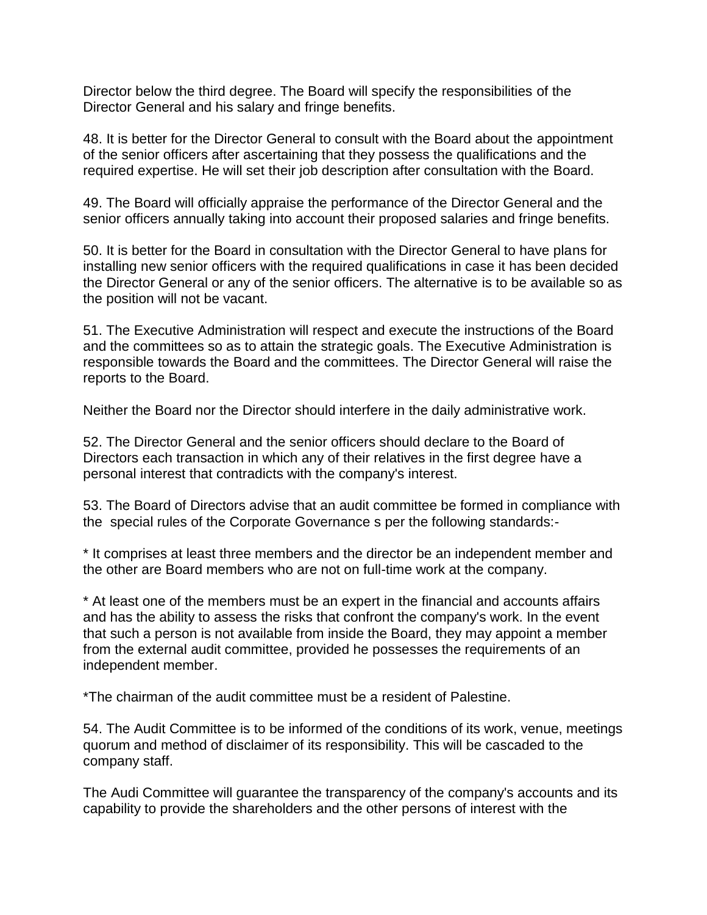Director below the third degree. The Board will specify the responsibilities of the Director General and his salary and fringe benefits.

48. It is better for the Director General to consult with the Board about the appointment of the senior officers after ascertaining that they possess the qualifications and the required expertise. He will set their job description after consultation with the Board.

49. The Board will officially appraise the performance of the Director General and the senior officers annually taking into account their proposed salaries and fringe benefits.

50. It is better for the Board in consultation with the Director General to have plans for installing new senior officers with the required qualifications in case it has been decided the Director General or any of the senior officers. The alternative is to be available so as the position will not be vacant.

51. The Executive Administration will respect and execute the instructions of the Board and the committees so as to attain the strategic goals. The Executive Administration is responsible towards the Board and the committees. The Director General will raise the reports to the Board.

Neither the Board nor the Director should interfere in the daily administrative work.

52. The Director General and the senior officers should declare to the Board of Directors each transaction in which any of their relatives in the first degree have a personal interest that contradicts with the company's interest.

53. The Board of Directors advise that an audit committee be formed in compliance with the special rules of the Corporate Governance s per the following standards:-

* It comprises at least three members and the director be an independent member and the other are Board members who are not on full-time work at the company.

* At least one of the members must be an expert in the financial and accounts affairs and has the ability to assess the risks that confront the company's work. In the event that such a person is not available from inside the Board, they may appoint a member from the external audit committee, provided he possesses the requirements of an independent member.

*The chairman of the audit committee must be a resident of Palestine.

54. The Audit Committee is to be informed of the conditions of its work, venue, meetings quorum and method of disclaimer of its responsibility. This will be cascaded to the company staff.

The Audi Committee will guarantee the transparency of the company's accounts and its capability to provide the shareholders and the other persons of interest with the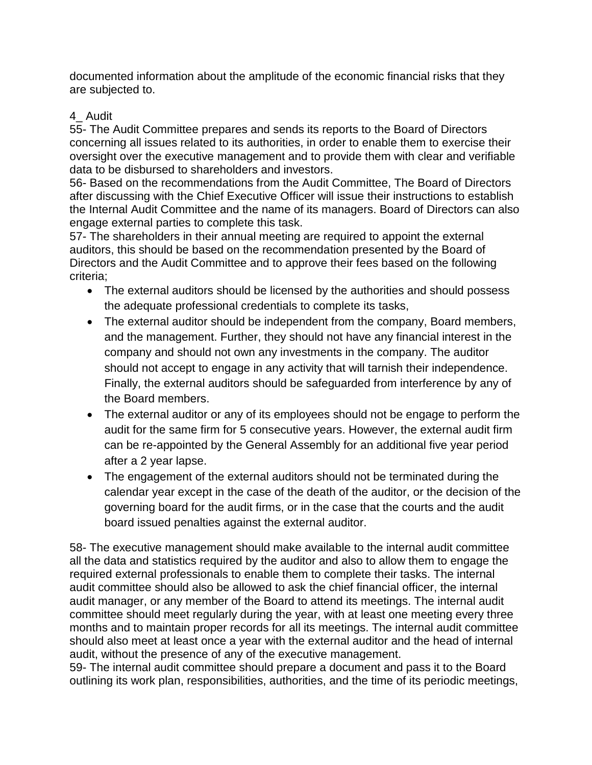documented information about the amplitude of the economic financial risks that they are subjected to.

4_ Audit

55- The Audit Committee prepares and sends its reports to the Board of Directors concerning all issues related to its authorities, in order to enable them to exercise their oversight over the executive management and to provide them with clear and verifiable data to be disbursed to shareholders and investors.

56- Based on the recommendations from the Audit Committee, The Board of Directors after discussing with the Chief Executive Officer will issue their instructions to establish the Internal Audit Committee and the name of its managers. Board of Directors can also engage external parties to complete this task.

57- The shareholders in their annual meeting are required to appoint the external auditors, this should be based on the recommendation presented by the Board of Directors and the Audit Committee and to approve their fees based on the following criteria;

- The external auditors should be licensed by the authorities and should possess the adequate professional credentials to complete its tasks,
- The external auditor should be independent from the company, Board members, and the management. Further, they should not have any financial interest in the company and should not own any investments in the company. The auditor should not accept to engage in any activity that will tarnish their independence. Finally, the external auditors should be safeguarded from interference by any of the Board members.
- The external auditor or any of its employees should not be engage to perform the audit for the same firm for 5 consecutive years. However, the external audit firm can be re-appointed by the General Assembly for an additional five year period after a 2 year lapse.
- The engagement of the external auditors should not be terminated during the calendar year except in the case of the death of the auditor, or the decision of the governing board for the audit firms, or in the case that the courts and the audit board issued penalties against the external auditor.

58- The executive management should make available to the internal audit committee all the data and statistics required by the auditor and also to allow them to engage the required external professionals to enable them to complete their tasks. The internal audit committee should also be allowed to ask the chief financial officer, the internal audit manager, or any member of the Board to attend its meetings. The internal audit committee should meet regularly during the year, with at least one meeting every three months and to maintain proper records for all its meetings. The internal audit committee should also meet at least once a year with the external auditor and the head of internal audit, without the presence of any of the executive management.

59- The internal audit committee should prepare a document and pass it to the Board outlining its work plan, responsibilities, authorities, and the time of its periodic meetings,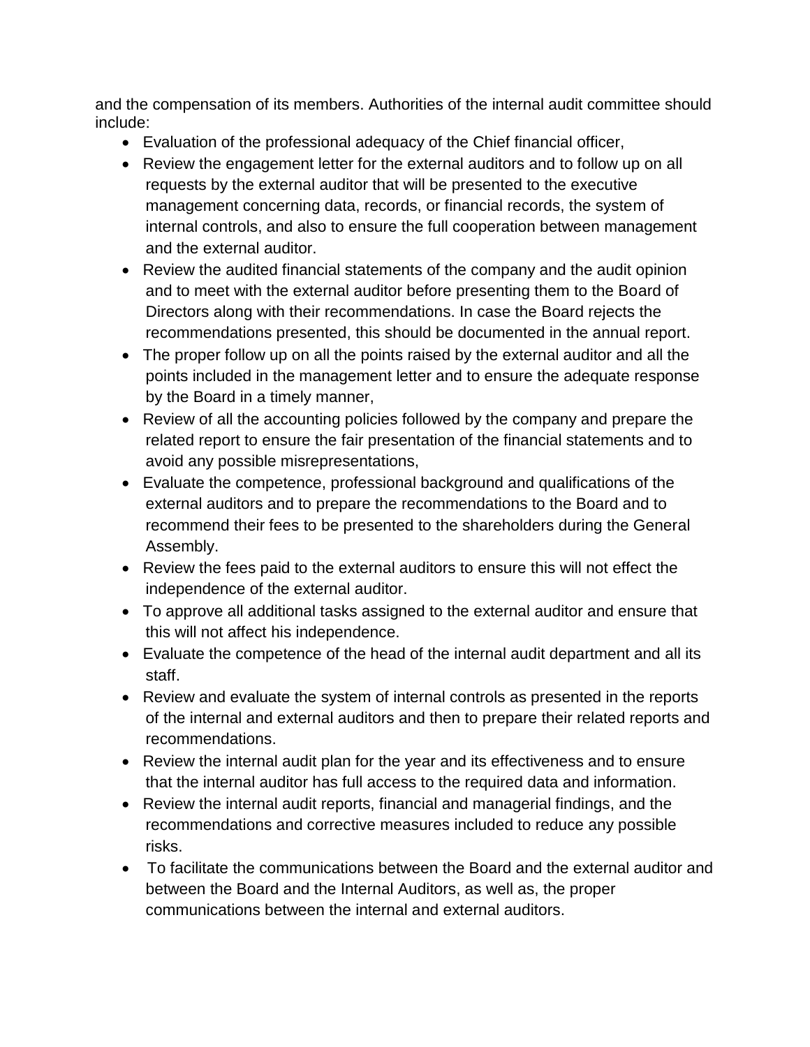and the compensation of its members. Authorities of the internal audit committee should include:

- Evaluation of the professional adequacy of the Chief financial officer,
- Review the engagement letter for the external auditors and to follow up on all requests by the external auditor that will be presented to the executive management concerning data, records, or financial records, the system of internal controls, and also to ensure the full cooperation between management and the external auditor.
- Review the audited financial statements of the company and the audit opinion and to meet with the external auditor before presenting them to the Board of Directors along with their recommendations. In case the Board rejects the recommendations presented, this should be documented in the annual report.
- The proper follow up on all the points raised by the external auditor and all the points included in the management letter and to ensure the adequate response by the Board in a timely manner,
- Review of all the accounting policies followed by the company and prepare the related report to ensure the fair presentation of the financial statements and to avoid any possible misrepresentations,
- Evaluate the competence, professional background and qualifications of the external auditors and to prepare the recommendations to the Board and to recommend their fees to be presented to the shareholders during the General Assembly.
- Review the fees paid to the external auditors to ensure this will not effect the independence of the external auditor.
- To approve all additional tasks assigned to the external auditor and ensure that this will not affect his independence.
- Evaluate the competence of the head of the internal audit department and all its staff.
- Review and evaluate the system of internal controls as presented in the reports of the internal and external auditors and then to prepare their related reports and recommendations.
- Review the internal audit plan for the year and its effectiveness and to ensure that the internal auditor has full access to the required data and information.
- Review the internal audit reports, financial and managerial findings, and the recommendations and corrective measures included to reduce any possible risks.
- To facilitate the communications between the Board and the external auditor and between the Board and the Internal Auditors, as well as, the proper communications between the internal and external auditors.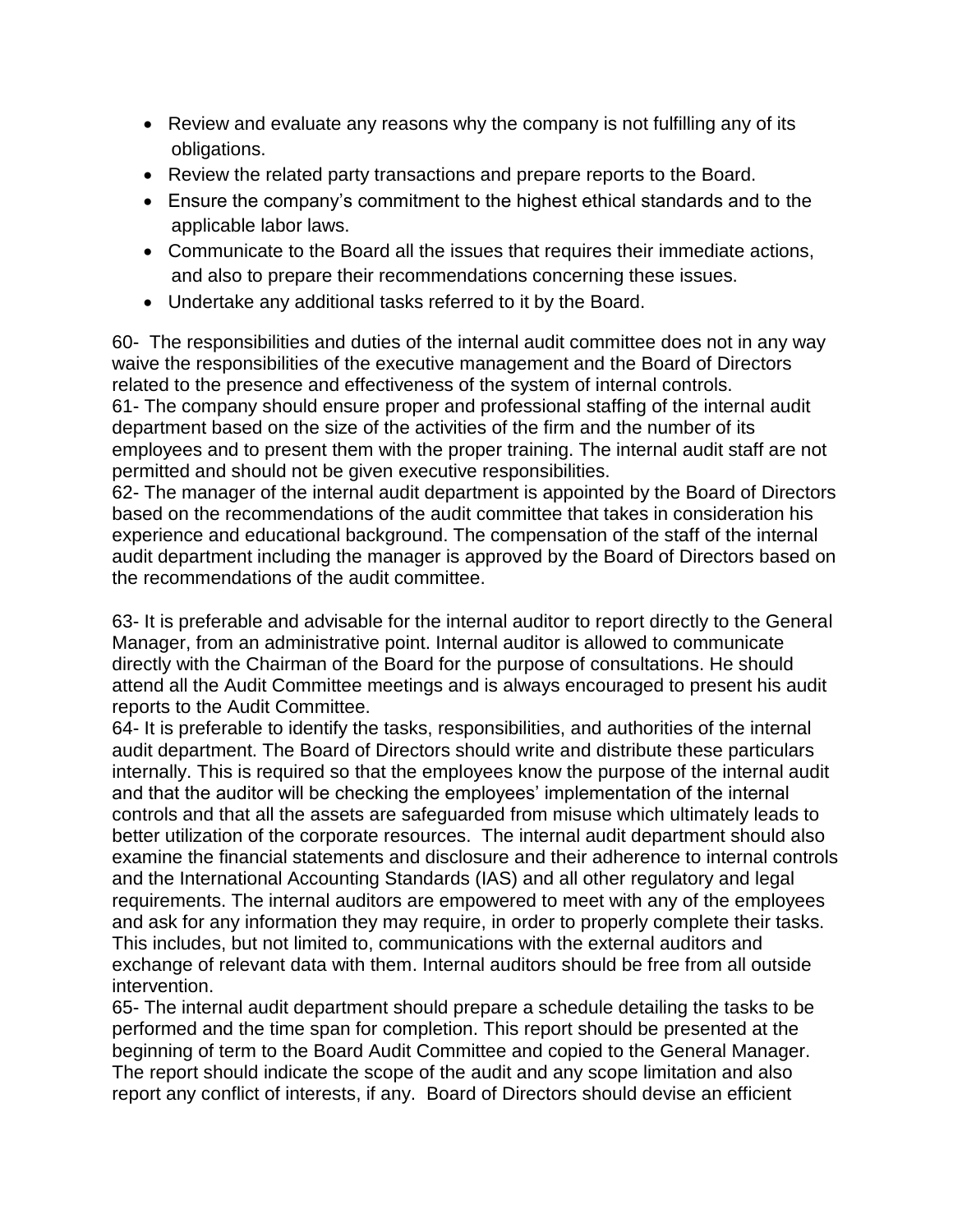- Review and evaluate any reasons why the company is not fulfilling any of its obligations.
- Review the related party transactions and prepare reports to the Board.
- Ensure the company's commitment to the highest ethical standards and to the applicable labor laws.
- Communicate to the Board all the issues that requires their immediate actions, and also to prepare their recommendations concerning these issues.
- Undertake any additional tasks referred to it by the Board.

60- The responsibilities and duties of the internal audit committee does not in any way waive the responsibilities of the executive management and the Board of Directors related to the presence and effectiveness of the system of internal controls.
61- The company should ensure proper and professional staffing of the internal audit department based on the size of the activities of the firm and the number of its employees and to present them with the proper training. The internal audit staff are not permitted and should not be given executive responsibilities.
62- The manager of the internal audit department is appointed by the Board of Directors based on the recommendations of the audit committee that takes in consideration his experience and educational background. The compensation of the staff of the internal audit department including the manager is approved by the Board of Directors based on the recommendations of the audit committee.

63- It is preferable and advisable for the internal auditor to report directly to the General Manager, from an administrative point. Internal auditor is allowed to communicate directly with the Chairman of the Board for the purpose of consultations. He should attend all the Audit Committee meetings and is always encouraged to present his audit reports to the Audit Committee.
64- It is preferable to identify the tasks, responsibilities, and authorities of the internal audit department. The Board of Directors should write and distribute these particulars internally. This is required so that the employees know the purpose of the internal audit and that the auditor will be checking the employees' implementation of the internal controls and that all the assets are safeguarded from misuse which ultimately leads to better utilization of the corporate resources. The internal audit department should also examine the financial statements and disclosure and their adherence to internal controls and the International Accounting Standards (IAS) and all other regulatory and legal requirements. The internal auditors are empowered to meet with any of the employees and ask for any information they may require, in order to properly complete their tasks. This includes, but not limited to, communications with the external auditors and exchange of relevant data with them. Internal auditors should be free from all outside intervention.
65- The internal audit department should prepare a schedule detailing the tasks to be performed and the time span for completion. This report should be presented at the beginning of term to the Board Audit Committee and copied to the General Manager. The report should indicate the scope of the audit and any scope limitation and also report any conflict of interests, if any. Board of Directors should devise an efficient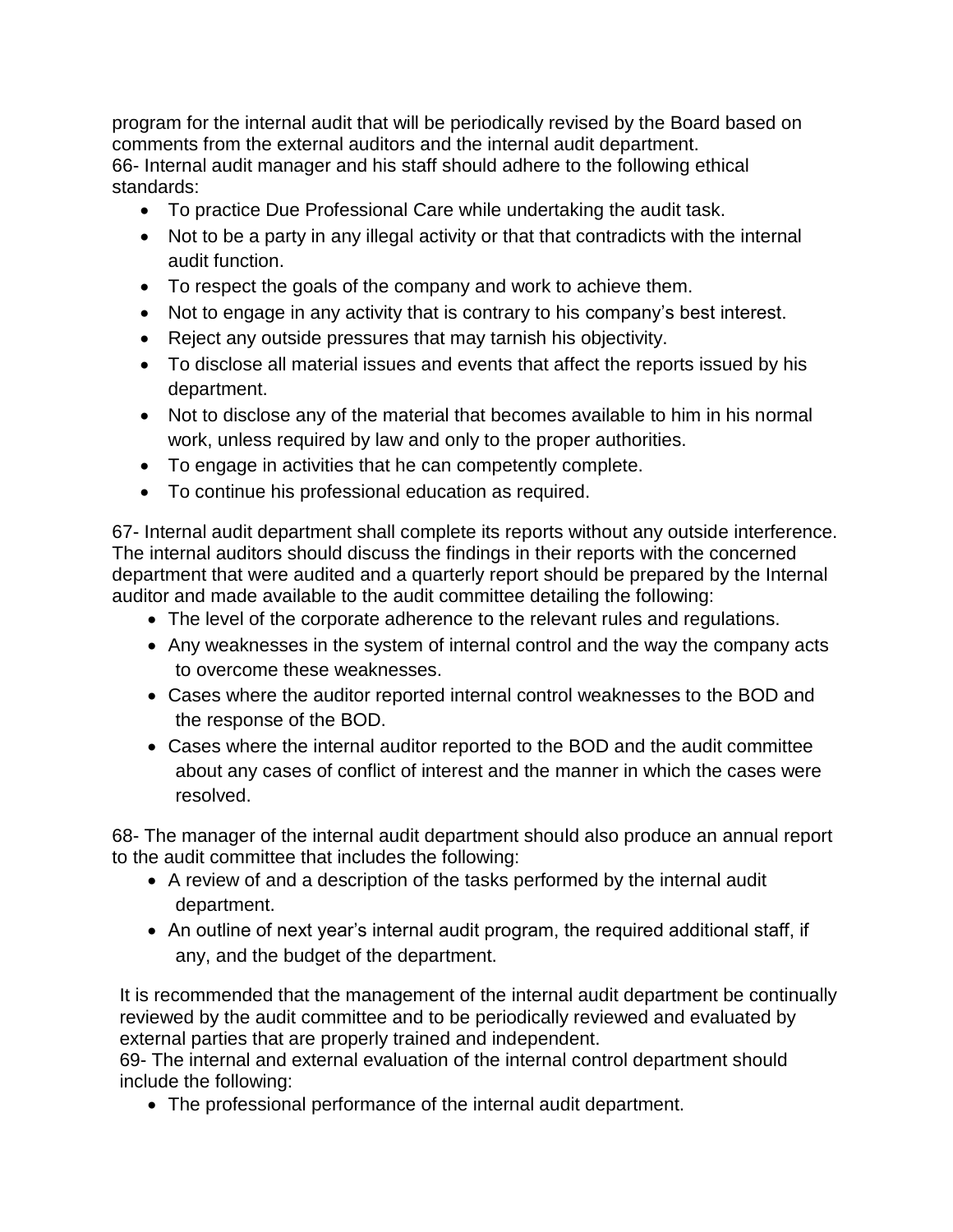program for the internal audit that will be periodically revised by the Board based on comments from the external auditors and the internal audit department.

66- Internal audit manager and his staff should adhere to the following ethical standards:

- To practice Due Professional Care while undertaking the audit task.
- Not to be a party in any illegal activity or that that contradicts with the internal audit function.
- To respect the goals of the company and work to achieve them.
- Not to engage in any activity that is contrary to his company's best interest.
- Reject any outside pressures that may tarnish his objectivity.
- To disclose all material issues and events that affect the reports issued by his department.
- Not to disclose any of the material that becomes available to him in his normal work, unless required by law and only to the proper authorities.
- To engage in activities that he can competently complete.
- To continue his professional education as required.

67- Internal audit department shall complete its reports without any outside interference. The internal auditors should discuss the findings in their reports with the concerned department that were audited and a quarterly report should be prepared by the Internal auditor and made available to the audit committee detailing the following:

- The level of the corporate adherence to the relevant rules and regulations.
- Any weaknesses in the system of internal control and the way the company acts to overcome these weaknesses.
- Cases where the auditor reported internal control weaknesses to the BOD and the response of the BOD.
- Cases where the internal auditor reported to the BOD and the audit committee about any cases of conflict of interest and the manner in which the cases were resolved.

68- The manager of the internal audit department should also produce an annual report to the audit committee that includes the following:

- A review of and a description of the tasks performed by the internal audit department.
- An outline of next year's internal audit program, the required additional staff, if any, and the budget of the department.

It is recommended that the management of the internal audit department be continually reviewed by the audit committee and to be periodically reviewed and evaluated by external parties that are properly trained and independent.

69- The internal and external evaluation of the internal control department should include the following:

- The professional performance of the internal audit department.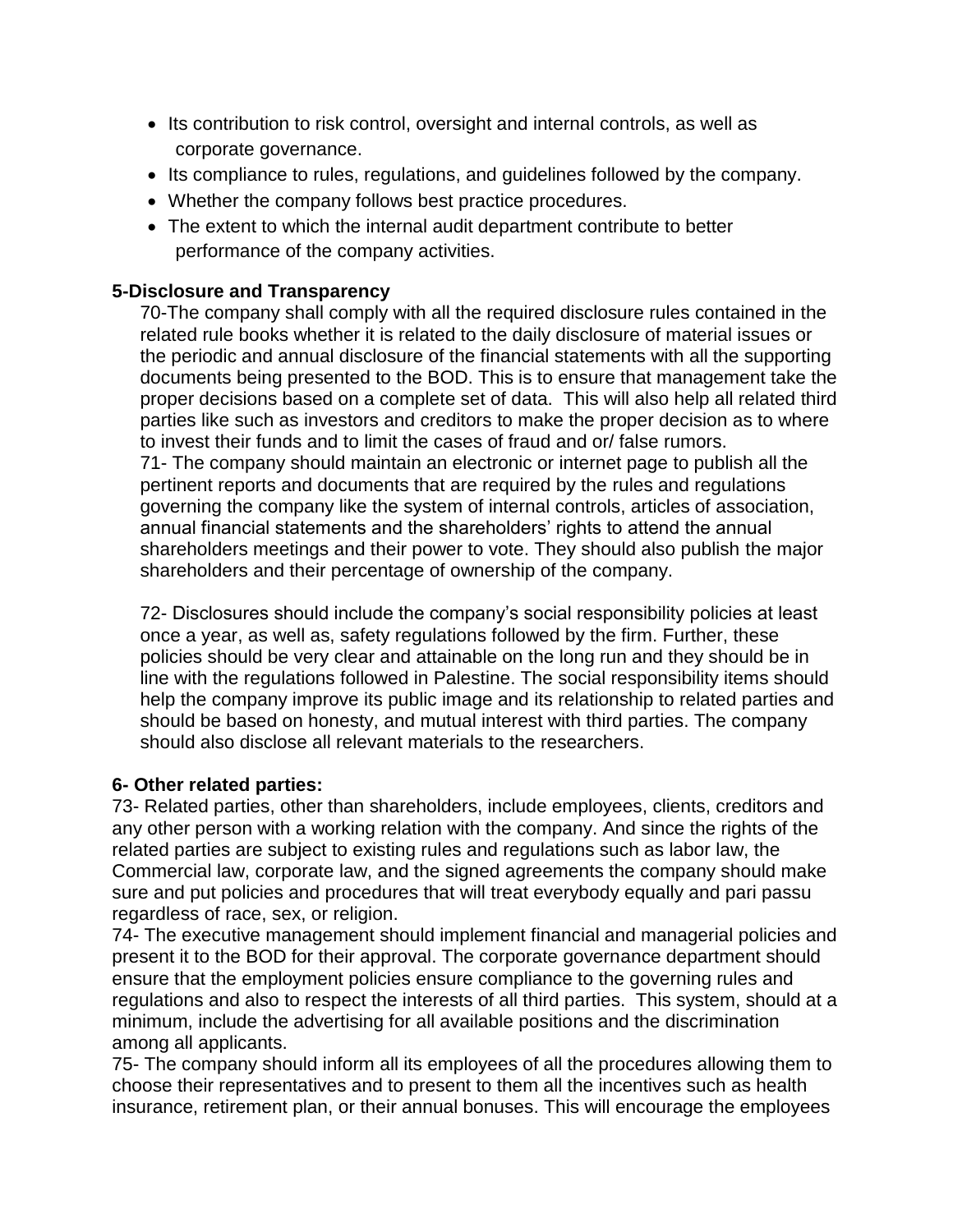- Its contribution to risk control, oversight and internal controls, as well as corporate governance.
- Its compliance to rules, regulations, and guidelines followed by the company.
- Whether the company follows best practice procedures.
- The extent to which the internal audit department contribute to better performance of the company activities.

**5-Disclosure and Transparency**

70-The company shall comply with all the required disclosure rules contained in the related rule books whether it is related to the daily disclosure of material issues or the periodic and annual disclosure of the financial statements with all the supporting documents being presented to the BOD. This is to ensure that management take the proper decisions based on a complete set of data. This will also help all related third parties like such as investors and creditors to make the proper decision as to where to invest their funds and to limit the cases of fraud and or/ false rumors.

71- The company should maintain an electronic or internet page to publish all the pertinent reports and documents that are required by the rules and regulations governing the company like the system of internal controls, articles of association, annual financial statements and the shareholders' rights to attend the annual shareholders meetings and their power to vote. They should also publish the major shareholders and their percentage of ownership of the company.

72- Disclosures should include the company's social responsibility policies at least once a year, as well as, safety regulations followed by the firm. Further, these policies should be very clear and attainable on the long run and they should be in line with the regulations followed in Palestine. The social responsibility items should help the company improve its public image and its relationship to related parties and should be based on honesty, and mutual interest with third parties. The company should also disclose all relevant materials to the researchers.

**6- Other related parties:**

73- Related parties, other than shareholders, include employees, clients, creditors and any other person with a working relation with the company. And since the rights of the related parties are subject to existing rules and regulations such as labor law, the Commercial law, corporate law, and the signed agreements the company should make sure and put policies and procedures that will treat everybody equally and pari passu regardless of race, sex, or religion.

74- The executive management should implement financial and managerial policies and present it to the BOD for their approval. The corporate governance department should ensure that the employment policies ensure compliance to the governing rules and regulations and also to respect the interests of all third parties. This system, should at a minimum, include the advertising for all available positions and the discrimination among all applicants.

75- The company should inform all its employees of all the procedures allowing them to choose their representatives and to present to them all the incentives such as health insurance, retirement plan, or their annual bonuses. This will encourage the employees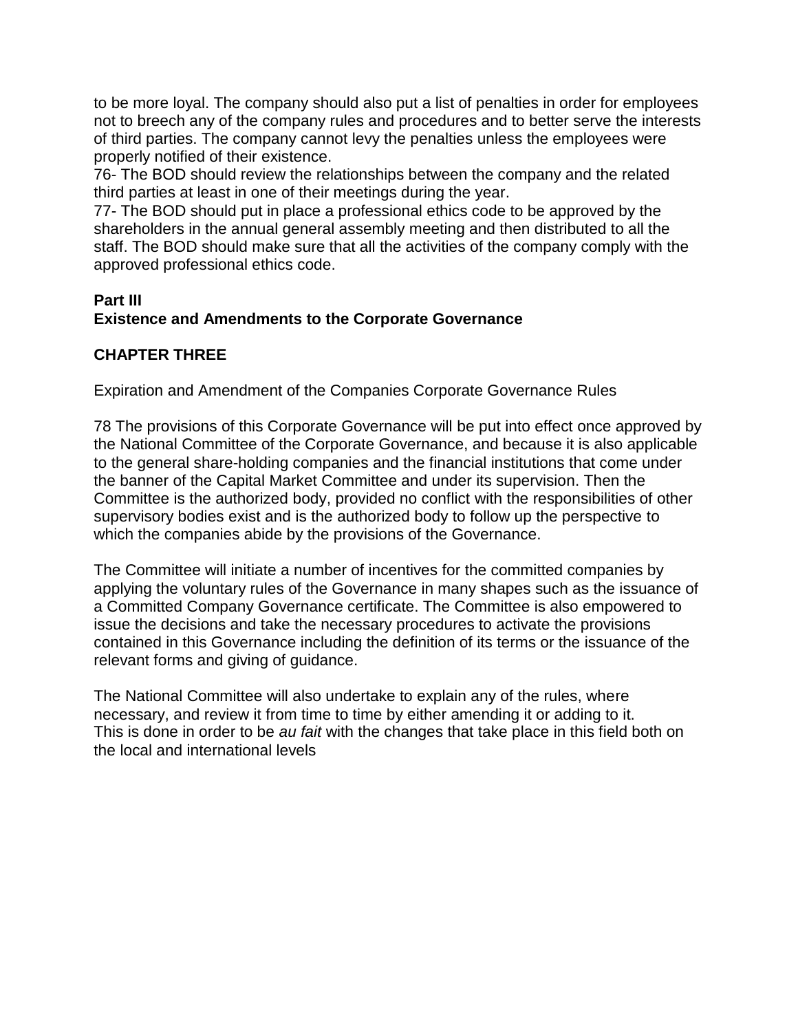to be more loyal. The company should also put a list of penalties in order for employees not to breech any of the company rules and procedures and to better serve the interests of third parties. The company cannot levy the penalties unless the employees were properly notified of their existence.

76- The BOD should review the relationships between the company and the related third parties at least in one of their meetings during the year.

77- The BOD should put in place a professional ethics code to be approved by the shareholders in the annual general assembly meeting and then distributed to all the staff. The BOD should make sure that all the activities of the company comply with the approved professional ethics code.

## Part III
## Existence and Amendments to the Corporate Governance

### CHAPTER THREE

Expiration and Amendment of the Companies Corporate Governance Rules

78 The provisions of this Corporate Governance will be put into effect once approved by the National Committee of the Corporate Governance, and because it is also applicable to the general share-holding companies and the financial institutions that come under the banner of the Capital Market Committee and under its supervision. Then the Committee is the authorized body, provided no conflict with the responsibilities of other supervisory bodies exist and is the authorized body to follow up the perspective to which the companies abide by the provisions of the Governance.

The Committee will initiate a number of incentives for the committed companies by applying the voluntary rules of the Governance in many shapes such as the issuance of a Committed Company Governance certificate. The Committee is also empowered to issue the decisions and take the necessary procedures to activate the provisions contained in this Governance including the definition of its terms or the issuance of the relevant forms and giving of guidance.

The National Committee will also undertake to explain any of the rules, where necessary, and review it from time to time by either amending it or adding to it. This is done in order to be *au fait* with the changes that take place in this field both on the local and international levels